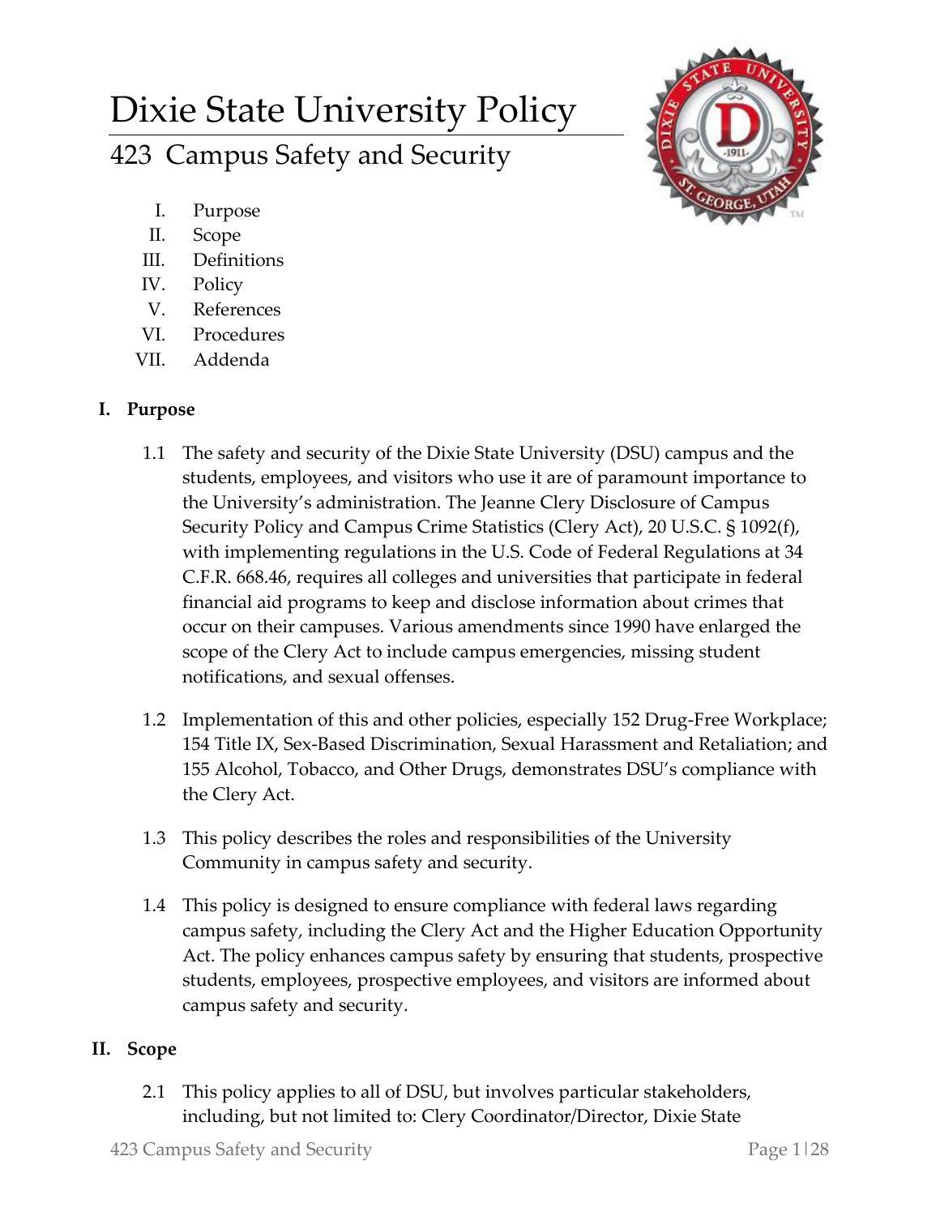# Dixie State University Policy

## 423 Campus Safety and Security

I. Purpose
II. Scope
III. Definitions
IV. Policy
V. References
VI. Procedures
VII. Addenda

### I. Purpose

1.1 The safety and security of the Dixie State University (DSU) campus and the students, employees, and visitors who use it are of paramount importance to the University's administration. The Jeanne Clery Disclosure of Campus Security Policy and Campus Crime Statistics (Clery Act), 20 U.S.C. § 1092(f), with implementing regulations in the U.S. Code of Federal Regulations at 34 C.F.R. 668.46, requires all colleges and universities that participate in federal financial aid programs to keep and disclose information about crimes that occur on their campuses. Various amendments since 1990 have enlarged the scope of the Clery Act to include campus emergencies, missing student notifications, and sexual offenses.

1.2 Implementation of this and other policies, especially 152 Drug-Free Workplace; 154 Title IX, Sex-Based Discrimination, Sexual Harassment and Retaliation; and 155 Alcohol, Tobacco, and Other Drugs, demonstrates DSU's compliance with the Clery Act.

1.3 This policy describes the roles and responsibilities of the University Community in campus safety and security.

1.4 This policy is designed to ensure compliance with federal laws regarding campus safety, including the Clery Act and the Higher Education Opportunity Act. The policy enhances campus safety by ensuring that students, prospective students, employees, prospective employees, and visitors are informed about campus safety and security.

### II. Scope

2.1 This policy applies to all of DSU, but involves particular stakeholders, including, but not limited to: Clery Coordinator/Director, Dixie State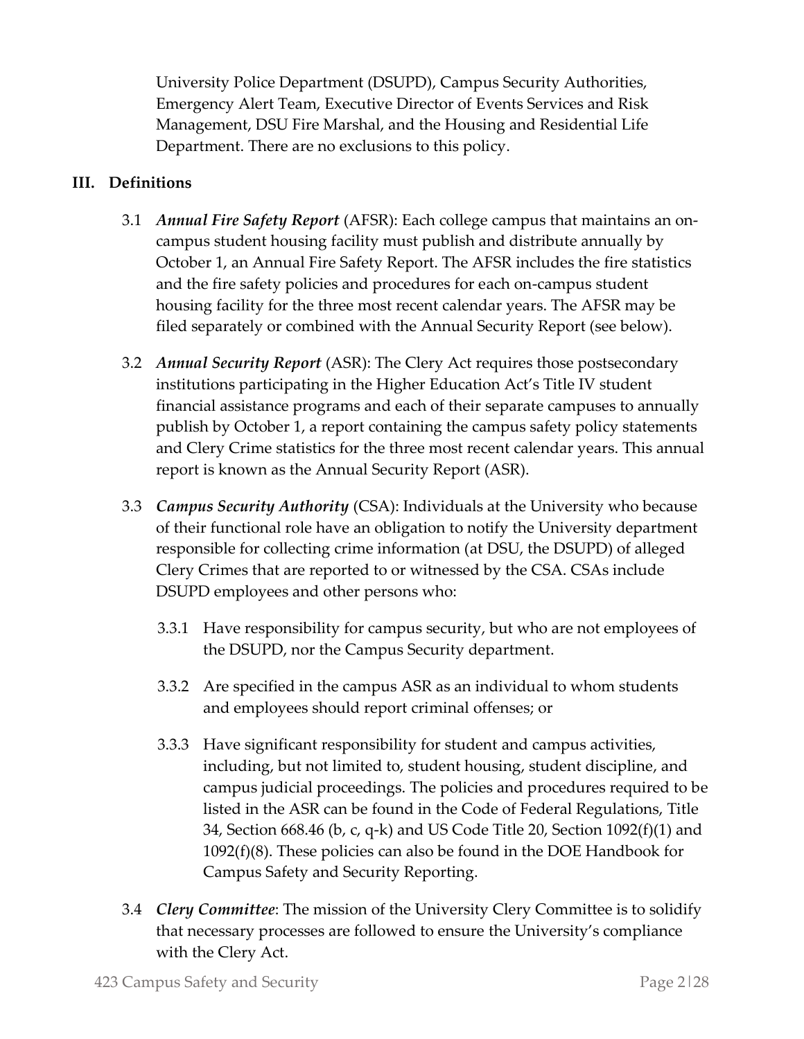University Police Department (DSUPD), Campus Security Authorities, Emergency Alert Team, Executive Director of Events Services and Risk Management, DSU Fire Marshal, and the Housing and Residential Life Department. There are no exclusions to this policy.

## III. Definitions

3.1 ***Annual Fire Safety Report*** (AFSR): Each college campus that maintains an on-campus student housing facility must publish and distribute annually by October 1, an Annual Fire Safety Report. The AFSR includes the fire statistics and the fire safety policies and procedures for each on-campus student housing facility for the three most recent calendar years. The AFSR may be filed separately or combined with the Annual Security Report (see below).

3.2 ***Annual Security Report*** (ASR): The Clery Act requires those postsecondary institutions participating in the Higher Education Act's Title IV student financial assistance programs and each of their separate campuses to annually publish by October 1, a report containing the campus safety policy statements and Clery Crime statistics for the three most recent calendar years. This annual report is known as the Annual Security Report (ASR).

3.3 ***Campus Security Authority*** (CSA): Individuals at the University who because of their functional role have an obligation to notify the University department responsible for collecting crime information (at DSU, the DSUPD) of alleged Clery Crimes that are reported to or witnessed by the CSA. CSAs include DSUPD employees and other persons who:

3.3.1 Have responsibility for campus security, but who are not employees of the DSUPD, nor the Campus Security department.

3.3.2 Are specified in the campus ASR as an individual to whom students and employees should report criminal offenses; or

3.3.3 Have significant responsibility for student and campus activities, including, but not limited to, student housing, student discipline, and campus judicial proceedings. The policies and procedures required to be listed in the ASR can be found in the Code of Federal Regulations, Title 34, Section 668.46 (b, c, q-k) and US Code Title 20, Section 1092(f)(1) and 1092(f)(8). These policies can also be found in the DOE Handbook for Campus Safety and Security Reporting.

3.4 ***Clery Committee***: The mission of the University Clery Committee is to solidify that necessary processes are followed to ensure the University's compliance with the Clery Act.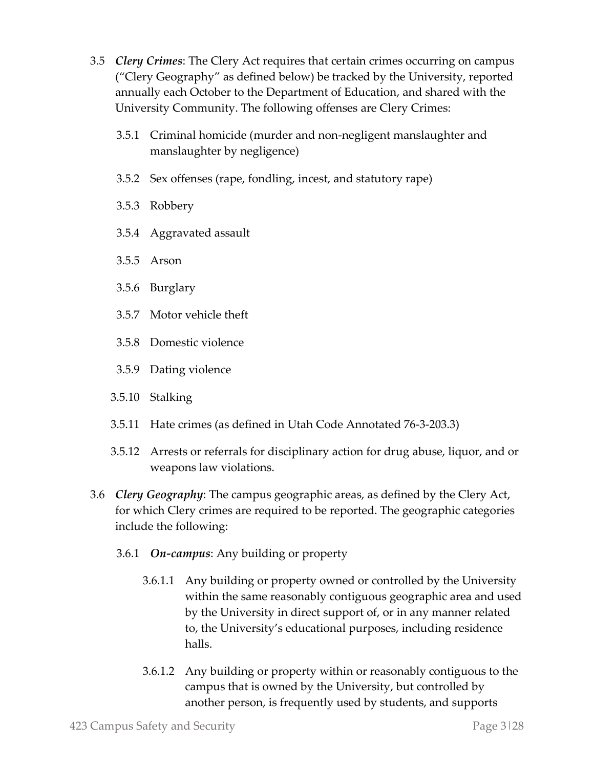3.5 ***Clery Crimes***: The Clery Act requires that certain crimes occurring on campus ("Clery Geography" as defined below) be tracked by the University, reported annually each October to the Department of Education, and shared with the University Community. The following offenses are Clery Crimes:

3.5.1 Criminal homicide (murder and non-negligent manslaughter and manslaughter by negligence)

3.5.2 Sex offenses (rape, fondling, incest, and statutory rape)

3.5.3 Robbery

3.5.4 Aggravated assault

3.5.5 Arson

3.5.6 Burglary

3.5.7 Motor vehicle theft

3.5.8 Domestic violence

3.5.9 Dating violence

3.5.10 Stalking

3.5.11 Hate crimes (as defined in Utah Code Annotated 76-3-203.3)

3.5.12 Arrests or referrals for disciplinary action for drug abuse, liquor, and or weapons law violations.

3.6 ***Clery Geography***: The campus geographic areas, as defined by the Clery Act, for which Clery crimes are required to be reported. The geographic categories include the following:

3.6.1 ***On-campus***: Any building or property

3.6.1.1 Any building or property owned or controlled by the University within the same reasonably contiguous geographic area and used by the University in direct support of, or in any manner related to, the University's educational purposes, including residence halls.

3.6.1.2 Any building or property within or reasonably contiguous to the campus that is owned by the University, but controlled by another person, is frequently used by students, and supports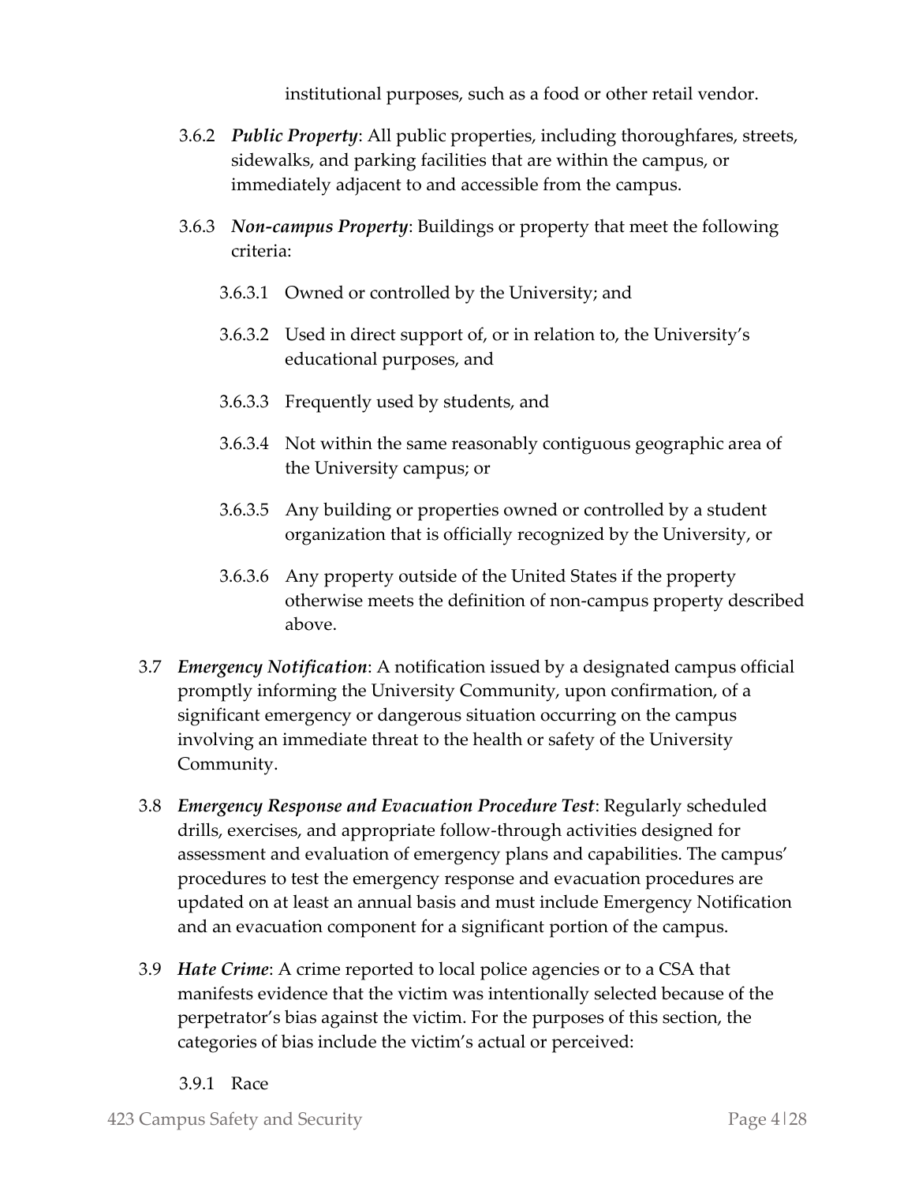institutional purposes, such as a food or other retail vendor.

3.6.2 ***Public Property***: All public properties, including thoroughfares, streets, sidewalks, and parking facilities that are within the campus, or immediately adjacent to and accessible from the campus.

3.6.3 ***Non-campus Property***: Buildings or property that meet the following criteria:

3.6.3.1 Owned or controlled by the University; and

3.6.3.2 Used in direct support of, or in relation to, the University's educational purposes, and

3.6.3.3 Frequently used by students, and

3.6.3.4 Not within the same reasonably contiguous geographic area of the University campus; or

3.6.3.5 Any building or properties owned or controlled by a student organization that is officially recognized by the University, or

3.6.3.6 Any property outside of the United States if the property otherwise meets the definition of non-campus property described above.

3.7 ***Emergency Notification***: A notification issued by a designated campus official promptly informing the University Community, upon confirmation, of a significant emergency or dangerous situation occurring on the campus involving an immediate threat to the health or safety of the University Community.

3.8 ***Emergency Response and Evacuation Procedure Test***: Regularly scheduled drills, exercises, and appropriate follow-through activities designed for assessment and evaluation of emergency plans and capabilities. The campus' procedures to test the emergency response and evacuation procedures are updated on at least an annual basis and must include Emergency Notification and an evacuation component for a significant portion of the campus.

3.9 ***Hate Crime***: A crime reported to local police agencies or to a CSA that manifests evidence that the victim was intentionally selected because of the perpetrator's bias against the victim. For the purposes of this section, the categories of bias include the victim's actual or perceived:

3.9.1 Race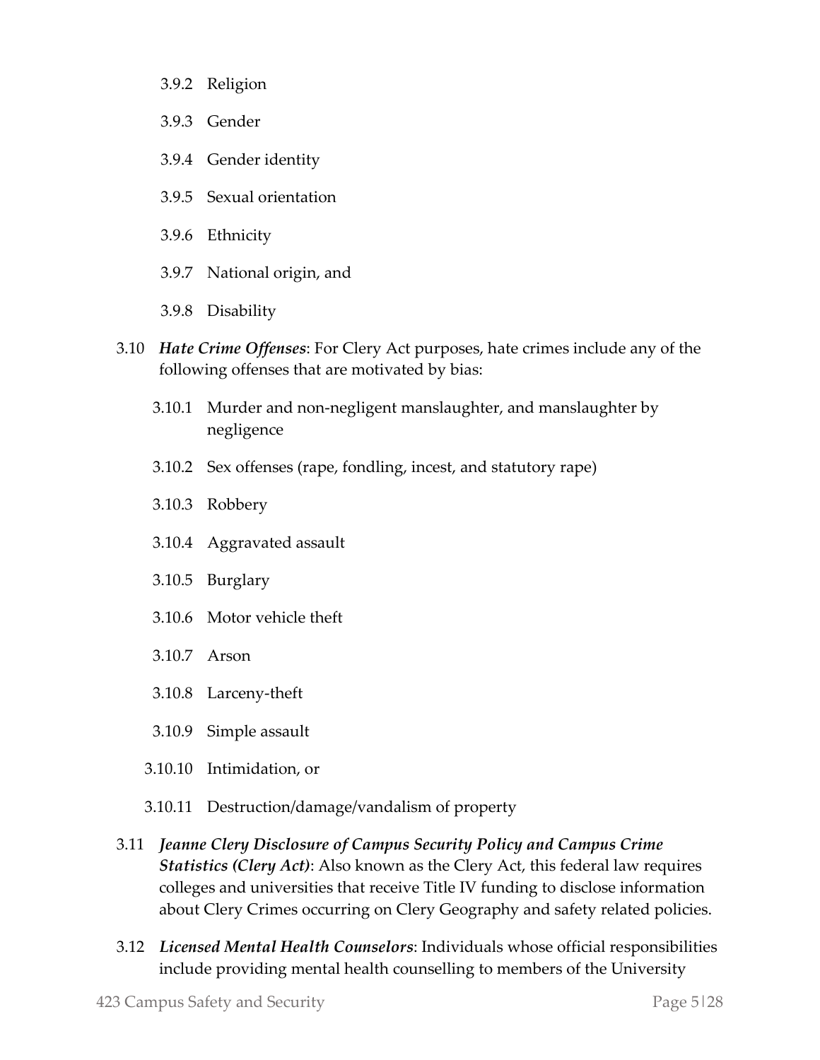- 3.9.2 Religion
- 3.9.3 Gender
- 3.9.4 Gender identity
- 3.9.5 Sexual orientation
- 3.9.6 Ethnicity
- 3.9.7 National origin, and
- 3.9.8 Disability

3.10 ***Hate Crime Offenses***: For Clery Act purposes, hate crimes include any of the following offenses that are motivated by bias:

- 3.10.1 Murder and non-negligent manslaughter, and manslaughter by negligence
- 3.10.2 Sex offenses (rape, fondling, incest, and statutory rape)
- 3.10.3 Robbery
- 3.10.4 Aggravated assault
- 3.10.5 Burglary
- 3.10.6 Motor vehicle theft
- 3.10.7 Arson
- 3.10.8 Larceny-theft
- 3.10.9 Simple assault
- 3.10.10 Intimidation, or
- 3.10.11 Destruction/damage/vandalism of property

3.11 ***Jeanne Clery Disclosure of Campus Security Policy and Campus Crime Statistics (Clery Act)***: Also known as the Clery Act, this federal law requires colleges and universities that receive Title IV funding to disclose information about Clery Crimes occurring on Clery Geography and safety related policies.

3.12 ***Licensed Mental Health Counselors***: Individuals whose official responsibilities include providing mental health counselling to members of the University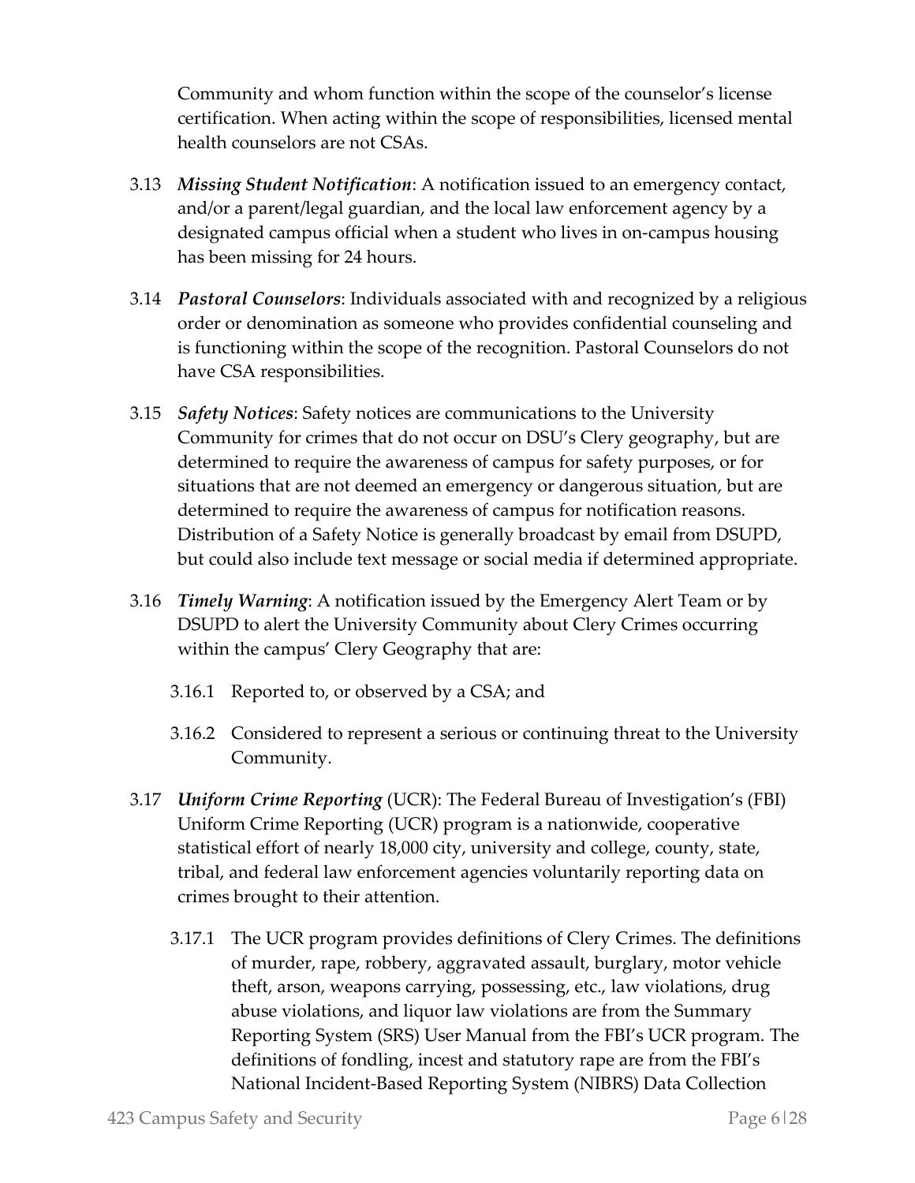Community and whom function within the scope of the counselor's license certification. When acting within the scope of responsibilities, licensed mental health counselors are not CSAs.

3.13 ***Missing Student Notification***: A notification issued to an emergency contact, and/or a parent/legal guardian, and the local law enforcement agency by a designated campus official when a student who lives in on-campus housing has been missing for 24 hours.

3.14 ***Pastoral Counselors***: Individuals associated with and recognized by a religious order or denomination as someone who provides confidential counseling and is functioning within the scope of the recognition. Pastoral Counselors do not have CSA responsibilities.

3.15 ***Safety Notices***: Safety notices are communications to the University Community for crimes that do not occur on DSU's Clery geography, but are determined to require the awareness of campus for safety purposes, or for situations that are not deemed an emergency or dangerous situation, but are determined to require the awareness of campus for notification reasons. Distribution of a Safety Notice is generally broadcast by email from DSUPD, but could also include text message or social media if determined appropriate.

3.16 ***Timely Warning***: A notification issued by the Emergency Alert Team or by DSUPD to alert the University Community about Clery Crimes occurring within the campus' Clery Geography that are:

   3.16.1 Reported to, or observed by a CSA; and

   3.16.2 Considered to represent a serious or continuing threat to the University Community.

3.17 ***Uniform Crime Reporting*** (UCR): The Federal Bureau of Investigation's (FBI) Uniform Crime Reporting (UCR) program is a nationwide, cooperative statistical effort of nearly 18,000 city, university and college, county, state, tribal, and federal law enforcement agencies voluntarily reporting data on crimes brought to their attention.

   3.17.1 The UCR program provides definitions of Clery Crimes. The definitions of murder, rape, robbery, aggravated assault, burglary, motor vehicle theft, arson, weapons carrying, possessing, etc., law violations, drug abuse violations, and liquor law violations are from the Summary Reporting System (SRS) User Manual from the FBI's UCR program. The definitions of fondling, incest and statutory rape are from the FBI's National Incident-Based Reporting System (NIBRS) Data Collection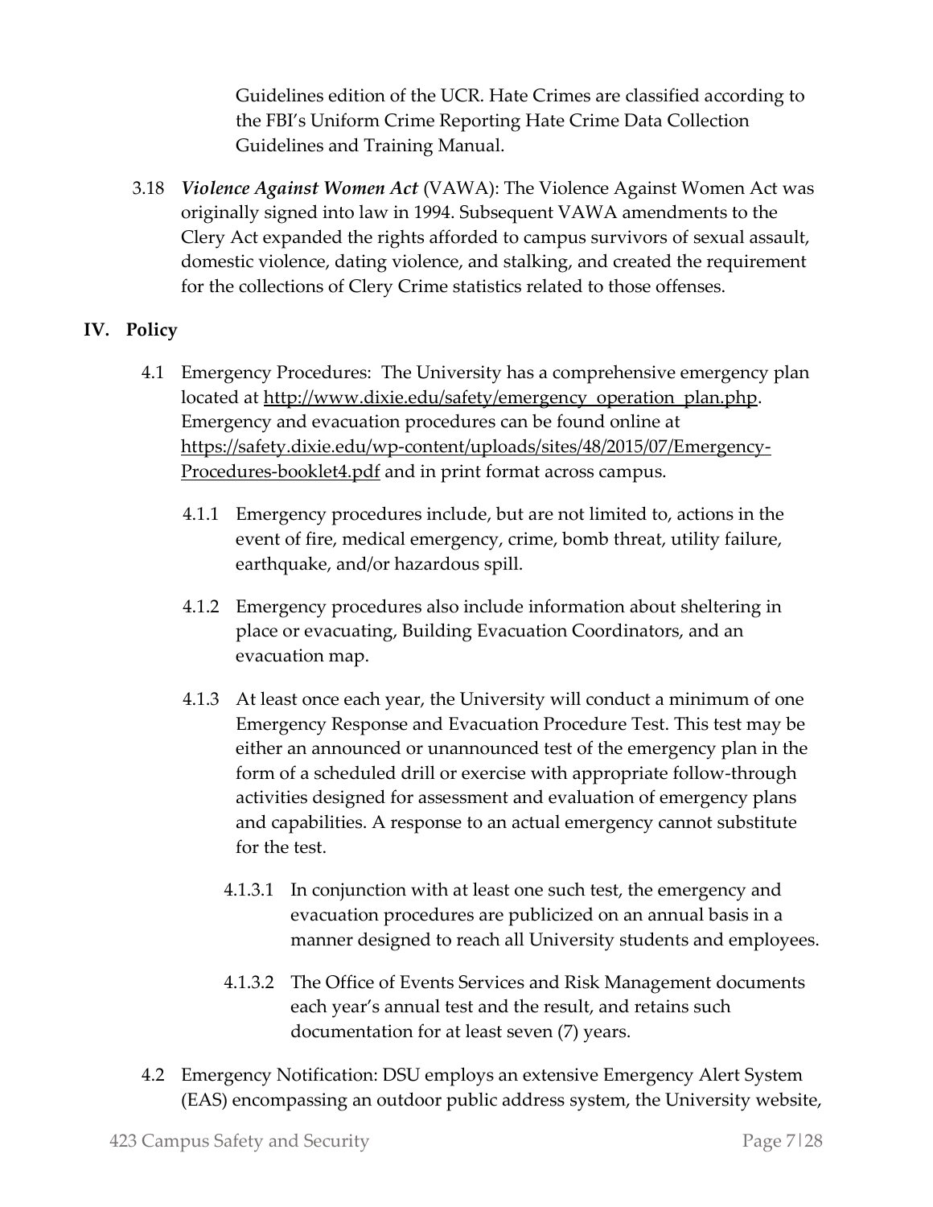Guidelines edition of the UCR. Hate Crimes are classified according to the FBI's Uniform Crime Reporting Hate Crime Data Collection Guidelines and Training Manual.

3.18 ***Violence Against Women Act*** (VAWA): The Violence Against Women Act was originally signed into law in 1994. Subsequent VAWA amendments to the Clery Act expanded the rights afforded to campus survivors of sexual assault, domestic violence, dating violence, and stalking, and created the requirement for the collections of Clery Crime statistics related to those offenses.

## IV. Policy

4.1 Emergency Procedures: The University has a comprehensive emergency plan located at [http://www.dixie.edu/safety/emergency_operation_plan.php](http://www.dixie.edu/safety/emergency_operation_plan.php). Emergency and evacuation procedures can be found online at [https://safety.dixie.edu/wp-content/uploads/sites/48/2015/07/Emergency-Procedures-booklet4.pdf](https://safety.dixie.edu/wp-content/uploads/sites/48/2015/07/Emergency-Procedures-booklet4.pdf) and in print format across campus.

4.1.1 Emergency procedures include, but are not limited to, actions in the event of fire, medical emergency, crime, bomb threat, utility failure, earthquake, and/or hazardous spill.

4.1.2 Emergency procedures also include information about sheltering in place or evacuating, Building Evacuation Coordinators, and an evacuation map.

4.1.3 At least once each year, the University will conduct a minimum of one Emergency Response and Evacuation Procedure Test. This test may be either an announced or unannounced test of the emergency plan in the form of a scheduled drill or exercise with appropriate follow-through activities designed for assessment and evaluation of emergency plans and capabilities. A response to an actual emergency cannot substitute for the test.

4.1.3.1 In conjunction with at least one such test, the emergency and evacuation procedures are publicized on an annual basis in a manner designed to reach all University students and employees.

4.1.3.2 The Office of Events Services and Risk Management documents each year's annual test and the result, and retains such documentation for at least seven (7) years.

4.2 Emergency Notification: DSU employs an extensive Emergency Alert System (EAS) encompassing an outdoor public address system, the University website,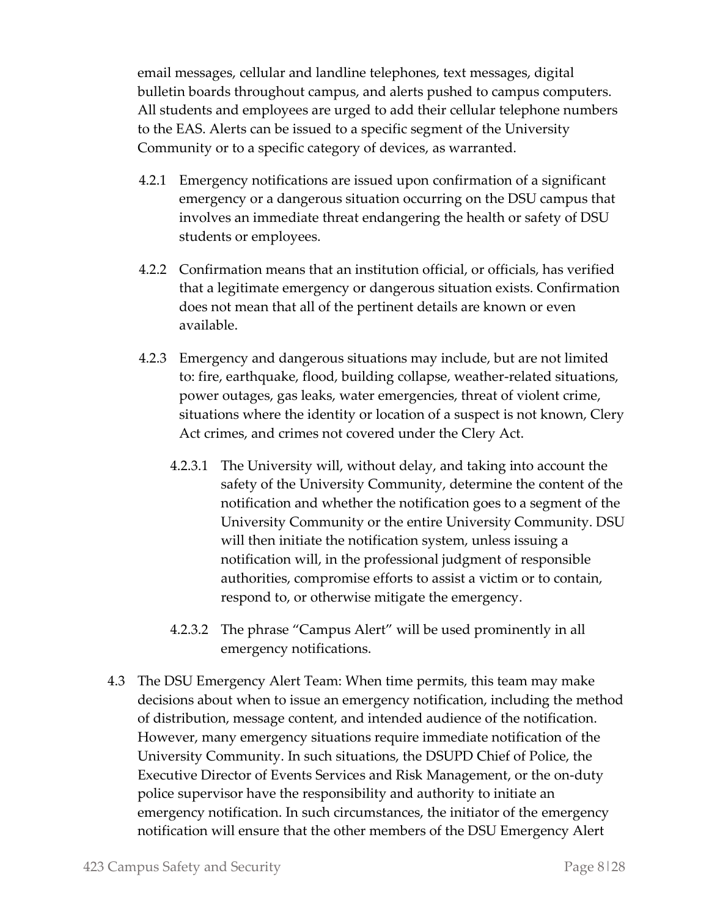email messages, cellular and landline telephones, text messages, digital bulletin boards throughout campus, and alerts pushed to campus computers. All students and employees are urged to add their cellular telephone numbers to the EAS. Alerts can be issued to a specific segment of the University Community or to a specific category of devices, as warranted.

4.2.1 Emergency notifications are issued upon confirmation of a significant emergency or a dangerous situation occurring on the DSU campus that involves an immediate threat endangering the health or safety of DSU students or employees.

4.2.2 Confirmation means that an institution official, or officials, has verified that a legitimate emergency or dangerous situation exists. Confirmation does not mean that all of the pertinent details are known or even available.

4.2.3 Emergency and dangerous situations may include, but are not limited to: fire, earthquake, flood, building collapse, weather-related situations, power outages, gas leaks, water emergencies, threat of violent crime, situations where the identity or location of a suspect is not known, Clery Act crimes, and crimes not covered under the Clery Act.

4.2.3.1 The University will, without delay, and taking into account the safety of the University Community, determine the content of the notification and whether the notification goes to a segment of the University Community or the entire University Community. DSU will then initiate the notification system, unless issuing a notification will, in the professional judgment of responsible authorities, compromise efforts to assist a victim or to contain, respond to, or otherwise mitigate the emergency.

4.2.3.2 The phrase "Campus Alert" will be used prominently in all emergency notifications.

4.3 The DSU Emergency Alert Team: When time permits, this team may make decisions about when to issue an emergency notification, including the method of distribution, message content, and intended audience of the notification. However, many emergency situations require immediate notification of the University Community. In such situations, the DSUPD Chief of Police, the Executive Director of Events Services and Risk Management, or the on-duty police supervisor have the responsibility and authority to initiate an emergency notification. In such circumstances, the initiator of the emergency notification will ensure that the other members of the DSU Emergency Alert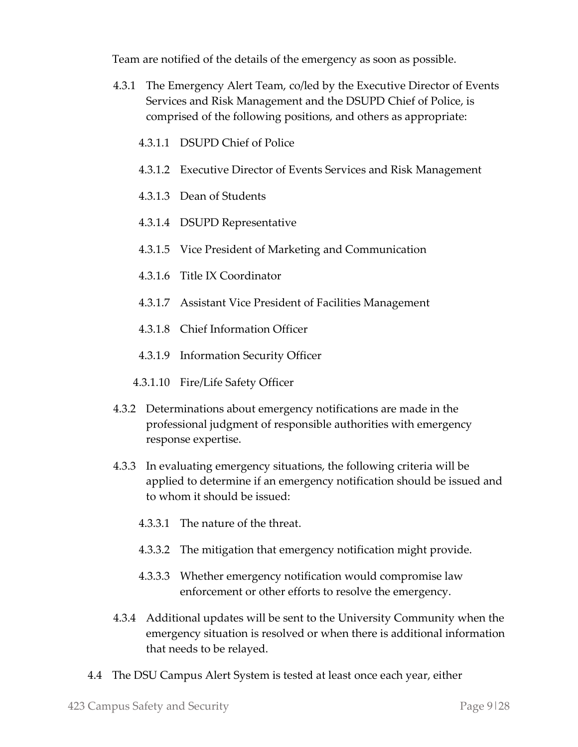Team are notified of the details of the emergency as soon as possible.

4.3.1 The Emergency Alert Team, co/led by the Executive Director of Events Services and Risk Management and the DSUPD Chief of Police, is comprised of the following positions, and others as appropriate:

4.3.1.1 DSUPD Chief of Police

4.3.1.2 Executive Director of Events Services and Risk Management

4.3.1.3 Dean of Students

4.3.1.4 DSUPD Representative

4.3.1.5 Vice President of Marketing and Communication

4.3.1.6 Title IX Coordinator

4.3.1.7 Assistant Vice President of Facilities Management

4.3.1.8 Chief Information Officer

4.3.1.9 Information Security Officer

4.3.1.10 Fire/Life Safety Officer

4.3.2 Determinations about emergency notifications are made in the professional judgment of responsible authorities with emergency response expertise.

4.3.3 In evaluating emergency situations, the following criteria will be applied to determine if an emergency notification should be issued and to whom it should be issued:

4.3.3.1 The nature of the threat.

4.3.3.2 The mitigation that emergency notification might provide.

4.3.3.3 Whether emergency notification would compromise law enforcement or other efforts to resolve the emergency.

4.3.4 Additional updates will be sent to the University Community when the emergency situation is resolved or when there is additional information that needs to be relayed.

4.4 The DSU Campus Alert System is tested at least once each year, either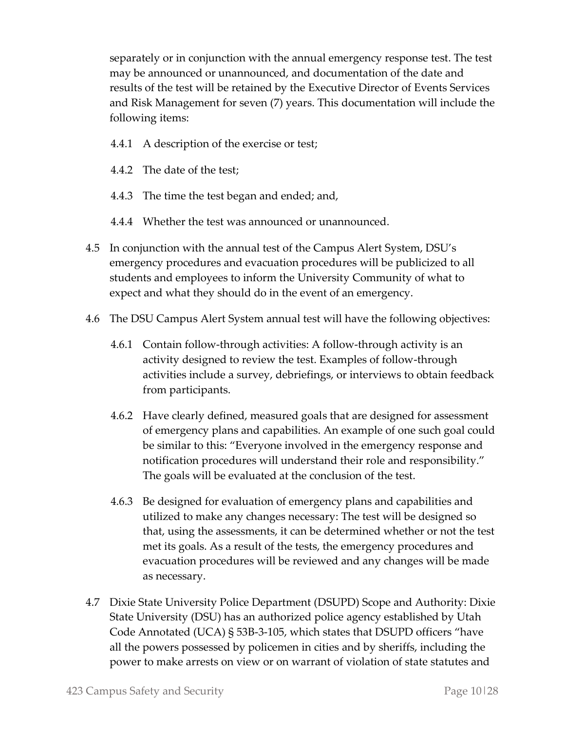separately or in conjunction with the annual emergency response test. The test may be announced or unannounced, and documentation of the date and results of the test will be retained by the Executive Director of Events Services and Risk Management for seven (7) years. This documentation will include the following items:

- 4.4.1 A description of the exercise or test;
- 4.4.2 The date of the test;
- 4.4.3 The time the test began and ended; and,
- 4.4.4 Whether the test was announced or unannounced.

4.5 In conjunction with the annual test of the Campus Alert System, DSU's emergency procedures and evacuation procedures will be publicized to all students and employees to inform the University Community of what to expect and what they should do in the event of an emergency.

4.6 The DSU Campus Alert System annual test will have the following objectives:

- 4.6.1 Contain follow-through activities: A follow-through activity is an activity designed to review the test. Examples of follow-through activities include a survey, debriefings, or interviews to obtain feedback from participants.
- 4.6.2 Have clearly defined, measured goals that are designed for assessment of emergency plans and capabilities. An example of one such goal could be similar to this: "Everyone involved in the emergency response and notification procedures will understand their role and responsibility." The goals will be evaluated at the conclusion of the test.
- 4.6.3 Be designed for evaluation of emergency plans and capabilities and utilized to make any changes necessary: The test will be designed so that, using the assessments, it can be determined whether or not the test met its goals. As a result of the tests, the emergency procedures and evacuation procedures will be reviewed and any changes will be made as necessary.

4.7 Dixie State University Police Department (DSUPD) Scope and Authority: Dixie State University (DSU) has an authorized police agency established by Utah Code Annotated (UCA) § 53B-3-105, which states that DSUPD officers "have all the powers possessed by policemen in cities and by sheriffs, including the power to make arrests on view or on warrant of violation of state statutes and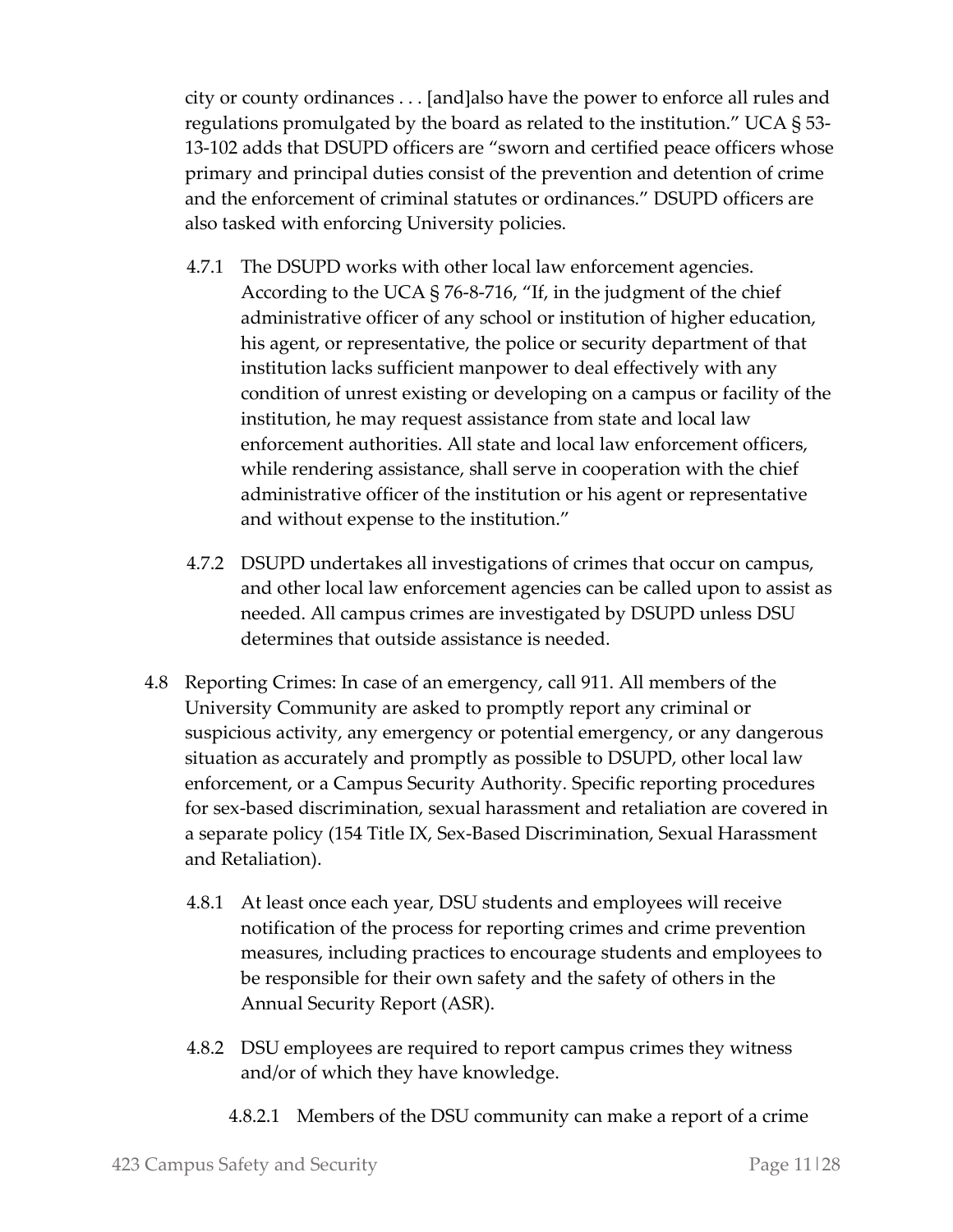city or county ordinances . . . [and]also have the power to enforce all rules and regulations promulgated by the board as related to the institution." UCA § 53-13-102 adds that DSUPD officers are "sworn and certified peace officers whose primary and principal duties consist of the prevention and detention of crime and the enforcement of criminal statutes or ordinances." DSUPD officers are also tasked with enforcing University policies.

4.7.1 The DSUPD works with other local law enforcement agencies. According to the UCA § 76-8-716, "If, in the judgment of the chief administrative officer of any school or institution of higher education, his agent, or representative, the police or security department of that institution lacks sufficient manpower to deal effectively with any condition of unrest existing or developing on a campus or facility of the institution, he may request assistance from state and local law enforcement authorities. All state and local law enforcement officers, while rendering assistance, shall serve in cooperation with the chief administrative officer of the institution or his agent or representative and without expense to the institution."

4.7.2 DSUPD undertakes all investigations of crimes that occur on campus, and other local law enforcement agencies can be called upon to assist as needed. All campus crimes are investigated by DSUPD unless DSU determines that outside assistance is needed.

4.8 Reporting Crimes: In case of an emergency, call 911. All members of the University Community are asked to promptly report any criminal or suspicious activity, any emergency or potential emergency, or any dangerous situation as accurately and promptly as possible to DSUPD, other local law enforcement, or a Campus Security Authority. Specific reporting procedures for sex-based discrimination, sexual harassment and retaliation are covered in a separate policy (154 Title IX, Sex-Based Discrimination, Sexual Harassment and Retaliation).

4.8.1 At least once each year, DSU students and employees will receive notification of the process for reporting crimes and crime prevention measures, including practices to encourage students and employees to be responsible for their own safety and the safety of others in the Annual Security Report (ASR).

4.8.2 DSU employees are required to report campus crimes they witness and/or of which they have knowledge.

4.8.2.1 Members of the DSU community can make a report of a crime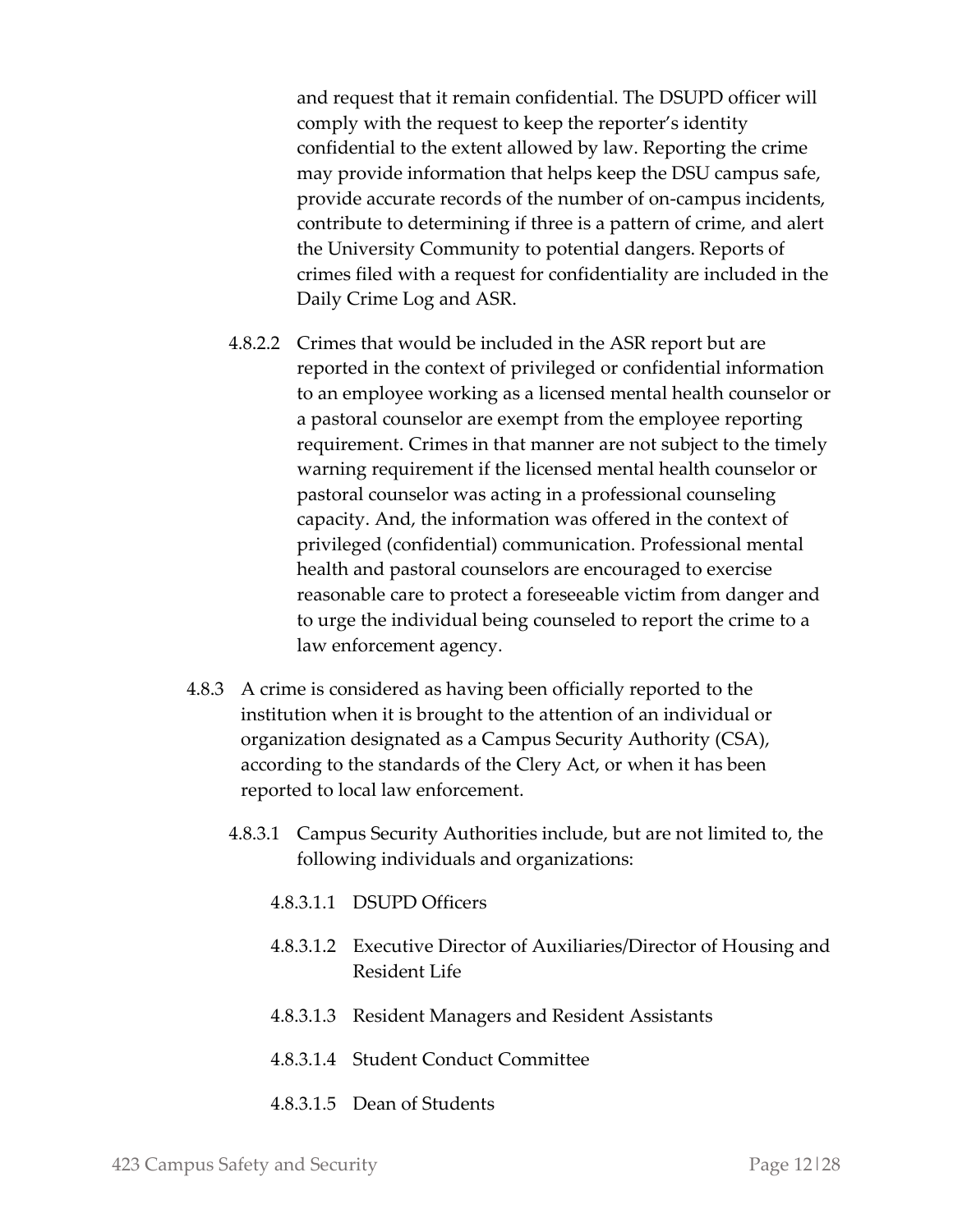and request that it remain confidential. The DSUPD officer will comply with the request to keep the reporter's identity confidential to the extent allowed by law. Reporting the crime may provide information that helps keep the DSU campus safe, provide accurate records of the number of on-campus incidents, contribute to determining if three is a pattern of crime, and alert the University Community to potential dangers. Reports of crimes filed with a request for confidentiality are included in the Daily Crime Log and ASR.

4.8.2.2 Crimes that would be included in the ASR report but are reported in the context of privileged or confidential information to an employee working as a licensed mental health counselor or a pastoral counselor are exempt from the employee reporting requirement. Crimes in that manner are not subject to the timely warning requirement if the licensed mental health counselor or pastoral counselor was acting in a professional counseling capacity. And, the information was offered in the context of privileged (confidential) communication. Professional mental health and pastoral counselors are encouraged to exercise reasonable care to protect a foreseeable victim from danger and to urge the individual being counseled to report the crime to a law enforcement agency.

4.8.3 A crime is considered as having been officially reported to the institution when it is brought to the attention of an individual or organization designated as a Campus Security Authority (CSA), according to the standards of the Clery Act, or when it has been reported to local law enforcement.

4.8.3.1 Campus Security Authorities include, but are not limited to, the following individuals and organizations:

4.8.3.1.1 DSUPD Officers

4.8.3.1.2 Executive Director of Auxiliaries/Director of Housing and Resident Life

4.8.3.1.3 Resident Managers and Resident Assistants

4.8.3.1.4 Student Conduct Committee

4.8.3.1.5 Dean of Students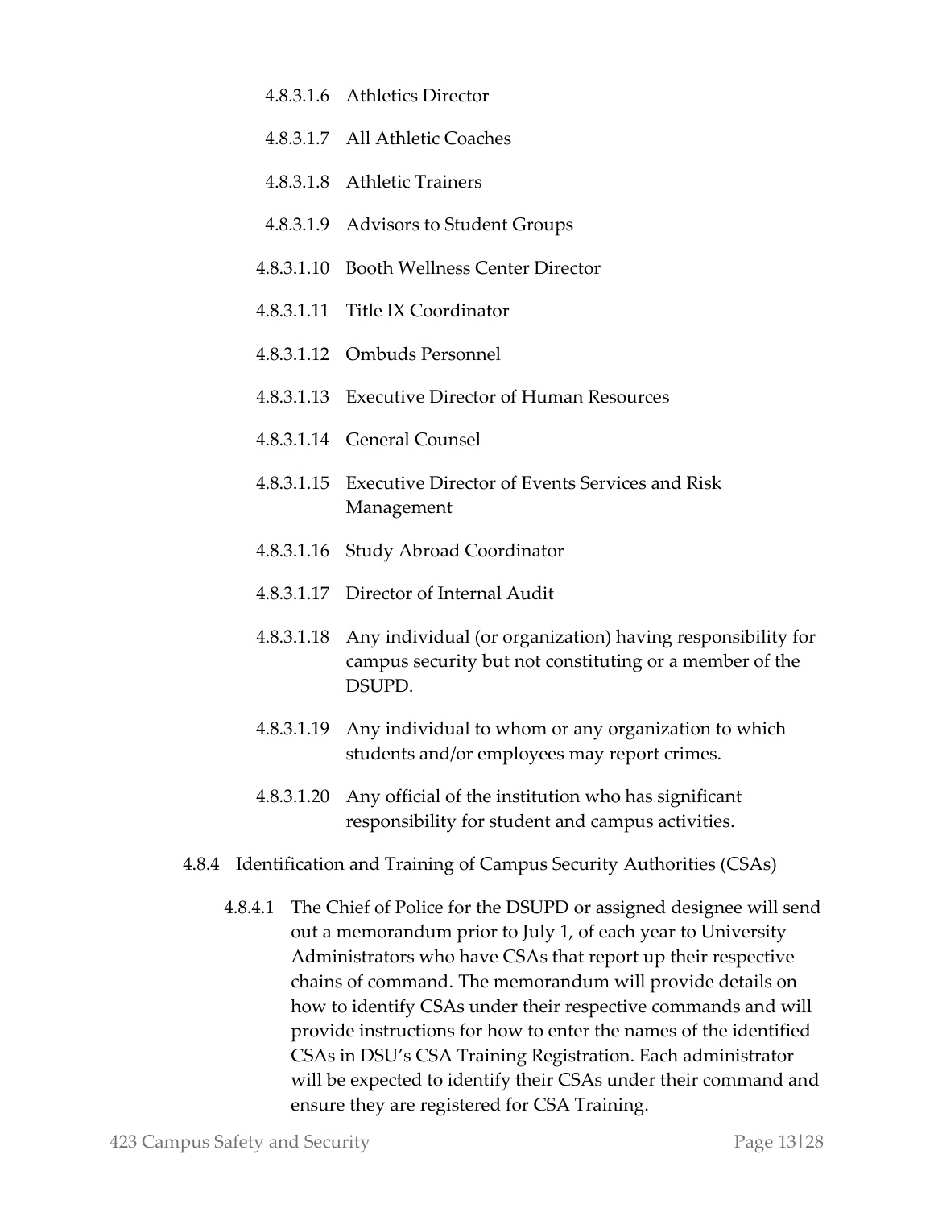4.8.3.1.6 Athletics Director

4.8.3.1.7 All Athletic Coaches

4.8.3.1.8 Athletic Trainers

4.8.3.1.9 Advisors to Student Groups

4.8.3.1.10 Booth Wellness Center Director

4.8.3.1.11 Title IX Coordinator

4.8.3.1.12 Ombuds Personnel

4.8.3.1.13 Executive Director of Human Resources

4.8.3.1.14 General Counsel

4.8.3.1.15 Executive Director of Events Services and Risk Management

4.8.3.1.16 Study Abroad Coordinator

4.8.3.1.17 Director of Internal Audit

4.8.3.1.18 Any individual (or organization) having responsibility for campus security but not constituting or a member of the DSUPD.

4.8.3.1.19 Any individual to whom or any organization to which students and/or employees may report crimes.

4.8.3.1.20 Any official of the institution who has significant responsibility for student and campus activities.

4.8.4 Identification and Training of Campus Security Authorities (CSAs)

4.8.4.1 The Chief of Police for the DSUPD or assigned designee will send out a memorandum prior to July 1, of each year to University Administrators who have CSAs that report up their respective chains of command. The memorandum will provide details on how to identify CSAs under their respective commands and will provide instructions for how to enter the names of the identified CSAs in DSU's CSA Training Registration. Each administrator will be expected to identify their CSAs under their command and ensure they are registered for CSA Training.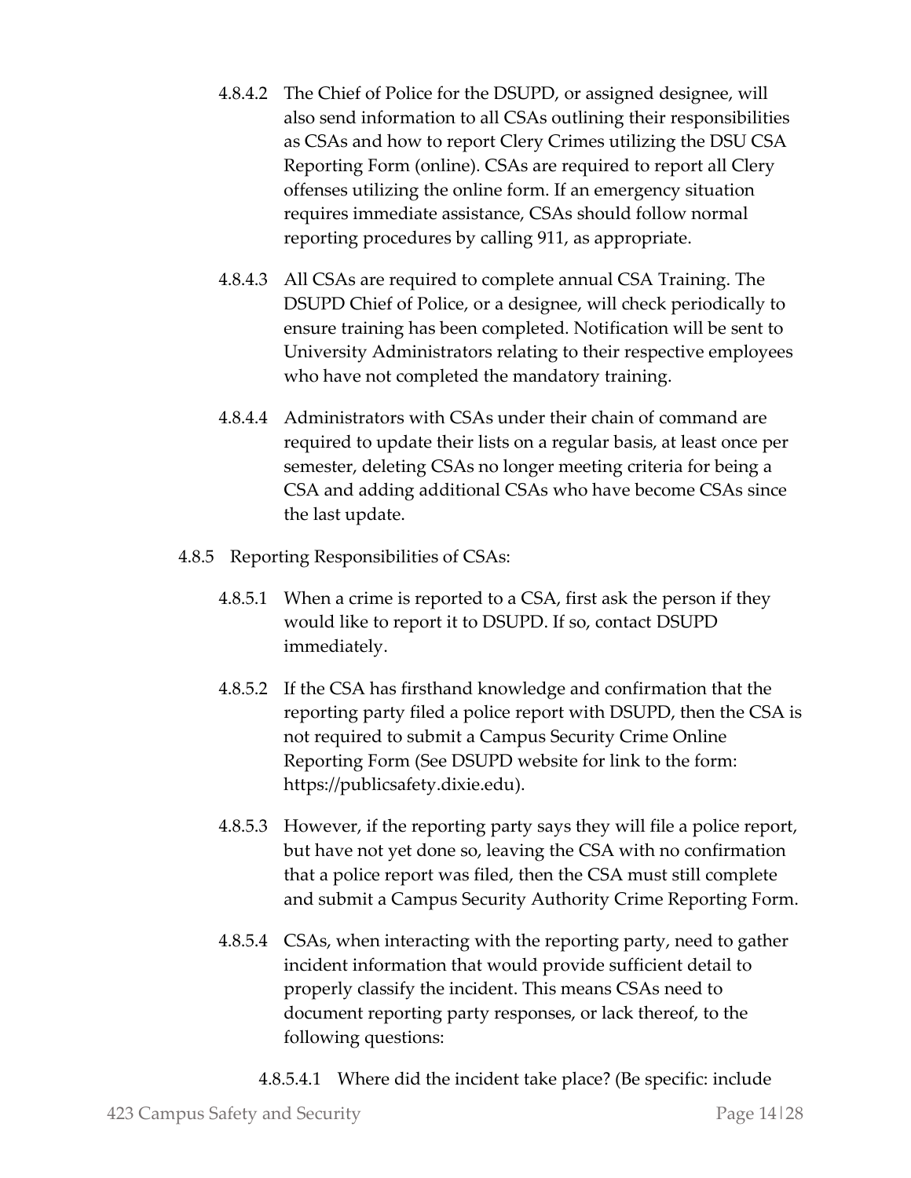4.8.4.2 The Chief of Police for the DSUPD, or assigned designee, will also send information to all CSAs outlining their responsibilities as CSAs and how to report Clery Crimes utilizing the DSU CSA Reporting Form (online). CSAs are required to report all Clery offenses utilizing the online form. If an emergency situation requires immediate assistance, CSAs should follow normal reporting procedures by calling 911, as appropriate.

4.8.4.3 All CSAs are required to complete annual CSA Training. The DSUPD Chief of Police, or a designee, will check periodically to ensure training has been completed. Notification will be sent to University Administrators relating to their respective employees who have not completed the mandatory training.

4.8.4.4 Administrators with CSAs under their chain of command are required to update their lists on a regular basis, at least once per semester, deleting CSAs no longer meeting criteria for being a CSA and adding additional CSAs who have become CSAs since the last update.

4.8.5 Reporting Responsibilities of CSAs:

4.8.5.1 When a crime is reported to a CSA, first ask the person if they would like to report it to DSUPD. If so, contact DSUPD immediately.

4.8.5.2 If the CSA has firsthand knowledge and confirmation that the reporting party filed a police report with DSUPD, then the CSA is not required to submit a Campus Security Crime Online Reporting Form (See DSUPD website for link to the form: https://publicsafety.dixie.edu).

4.8.5.3 However, if the reporting party says they will file a police report, but have not yet done so, leaving the CSA with no confirmation that a police report was filed, then the CSA must still complete and submit a Campus Security Authority Crime Reporting Form.

4.8.5.4 CSAs, when interacting with the reporting party, need to gather incident information that would provide sufficient detail to properly classify the incident. This means CSAs need to document reporting party responses, or lack thereof, to the following questions:

4.8.5.4.1 Where did the incident take place? (Be specific: include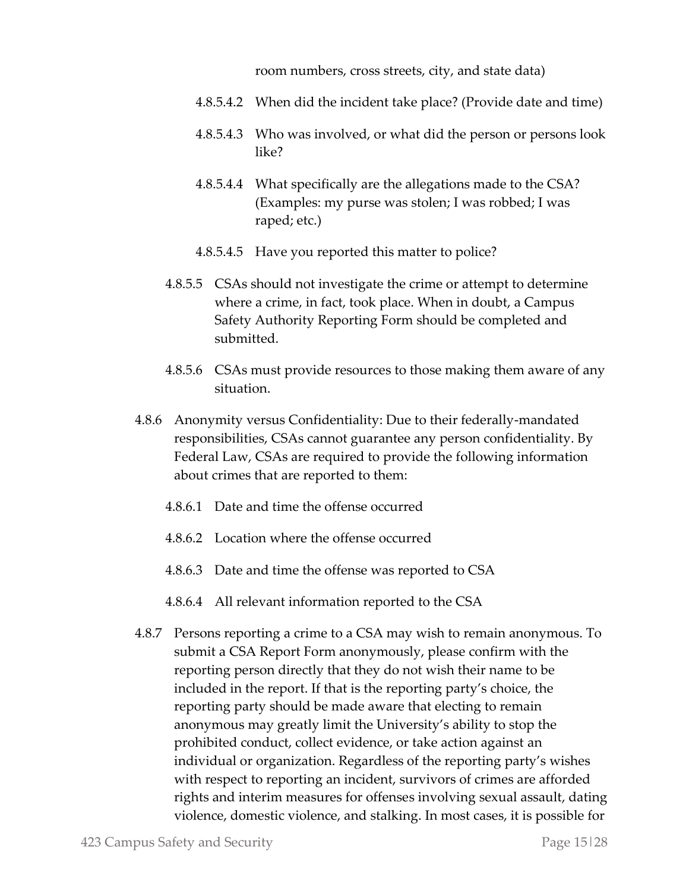room numbers, cross streets, city, and state data)

4.8.5.4.2 When did the incident take place? (Provide date and time)

4.8.5.4.3 Who was involved, or what did the person or persons look like?

4.8.5.4.4 What specifically are the allegations made to the CSA? (Examples: my purse was stolen; I was robbed; I was raped; etc.)

4.8.5.4.5 Have you reported this matter to police?

4.8.5.5 CSAs should not investigate the crime or attempt to determine where a crime, in fact, took place. When in doubt, a Campus Safety Authority Reporting Form should be completed and submitted.

4.8.5.6 CSAs must provide resources to those making them aware of any situation.

4.8.6 Anonymity versus Confidentiality: Due to their federally-mandated responsibilities, CSAs cannot guarantee any person confidentiality. By Federal Law, CSAs are required to provide the following information about crimes that are reported to them:

4.8.6.1 Date and time the offense occurred

4.8.6.2 Location where the offense occurred

4.8.6.3 Date and time the offense was reported to CSA

4.8.6.4 All relevant information reported to the CSA

4.8.7 Persons reporting a crime to a CSA may wish to remain anonymous. To submit a CSA Report Form anonymously, please confirm with the reporting person directly that they do not wish their name to be included in the report. If that is the reporting party's choice, the reporting party should be made aware that electing to remain anonymous may greatly limit the University's ability to stop the prohibited conduct, collect evidence, or take action against an individual or organization. Regardless of the reporting party's wishes with respect to reporting an incident, survivors of crimes are afforded rights and interim measures for offenses involving sexual assault, dating violence, domestic violence, and stalking. In most cases, it is possible for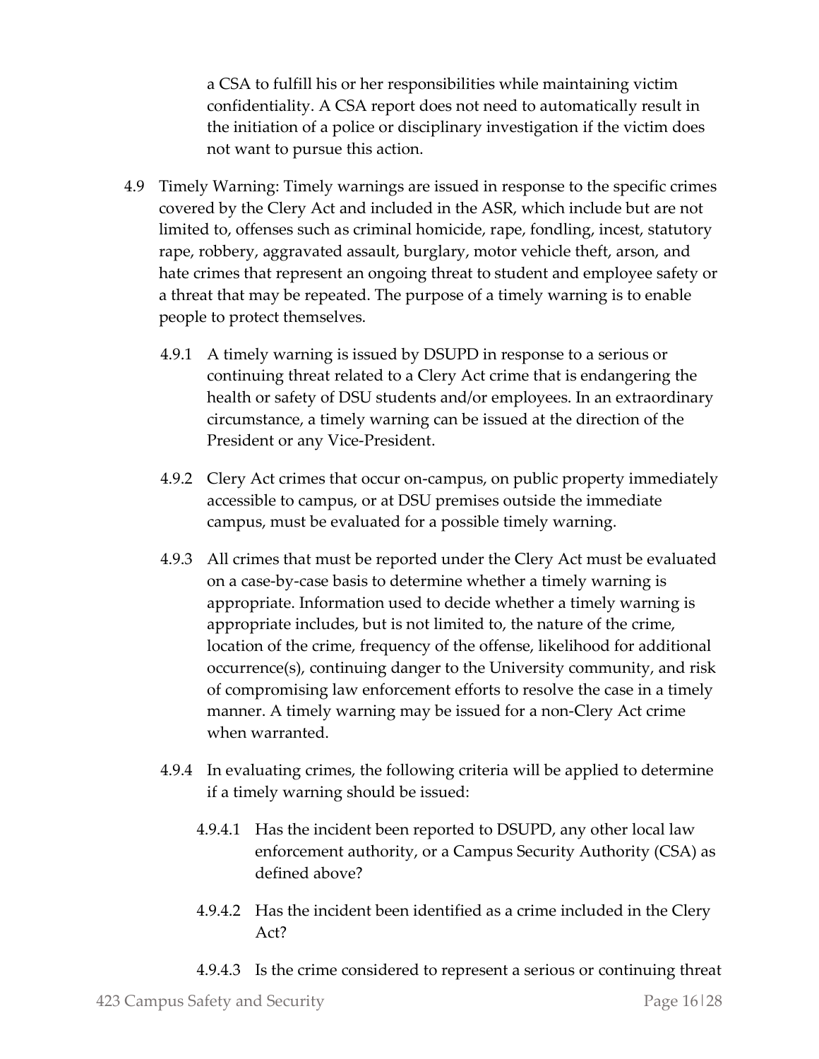a CSA to fulfill his or her responsibilities while maintaining victim confidentiality. A CSA report does not need to automatically result in the initiation of a police or disciplinary investigation if the victim does not want to pursue this action.

4.9 Timely Warning: Timely warnings are issued in response to the specific crimes covered by the Clery Act and included in the ASR, which include but are not limited to, offenses such as criminal homicide, rape, fondling, incest, statutory rape, robbery, aggravated assault, burglary, motor vehicle theft, arson, and hate crimes that represent an ongoing threat to student and employee safety or a threat that may be repeated. The purpose of a timely warning is to enable people to protect themselves.

4.9.1 A timely warning is issued by DSUPD in response to a serious or continuing threat related to a Clery Act crime that is endangering the health or safety of DSU students and/or employees. In an extraordinary circumstance, a timely warning can be issued at the direction of the President or any Vice-President.

4.9.2 Clery Act crimes that occur on-campus, on public property immediately accessible to campus, or at DSU premises outside the immediate campus, must be evaluated for a possible timely warning.

4.9.3 All crimes that must be reported under the Clery Act must be evaluated on a case-by-case basis to determine whether a timely warning is appropriate. Information used to decide whether a timely warning is appropriate includes, but is not limited to, the nature of the crime, location of the crime, frequency of the offense, likelihood for additional occurrence(s), continuing danger to the University community, and risk of compromising law enforcement efforts to resolve the case in a timely manner. A timely warning may be issued for a non-Clery Act crime when warranted.

4.9.4 In evaluating crimes, the following criteria will be applied to determine if a timely warning should be issued:

4.9.4.1 Has the incident been reported to DSUPD, any other local law enforcement authority, or a Campus Security Authority (CSA) as defined above?

4.9.4.2 Has the incident been identified as a crime included in the Clery Act?

4.9.4.3 Is the crime considered to represent a serious or continuing threat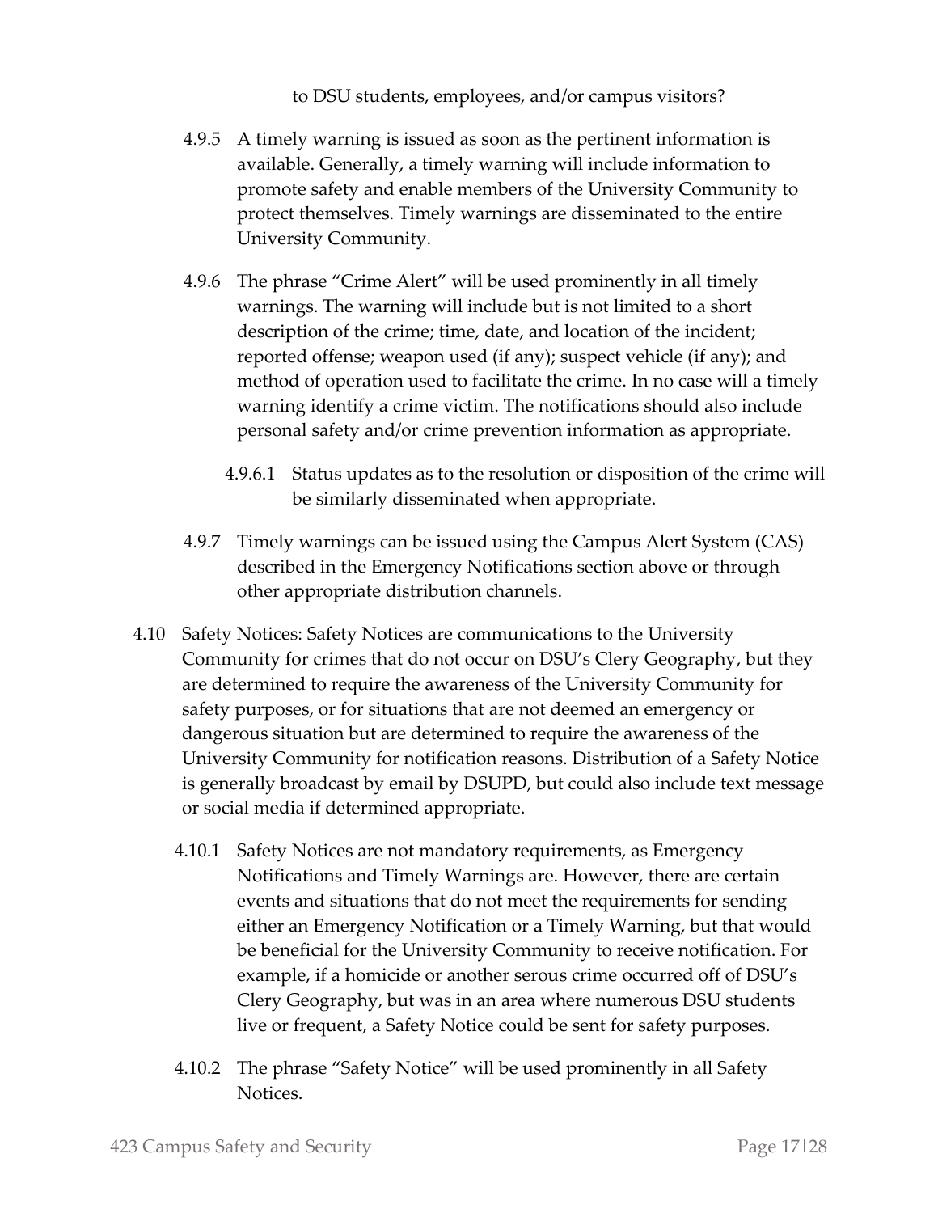to DSU students, employees, and/or campus visitors?

4.9.5 A timely warning is issued as soon as the pertinent information is available. Generally, a timely warning will include information to promote safety and enable members of the University Community to protect themselves. Timely warnings are disseminated to the entire University Community.

4.9.6 The phrase "Crime Alert" will be used prominently in all timely warnings. The warning will include but is not limited to a short description of the crime; time, date, and location of the incident; reported offense; weapon used (if any); suspect vehicle (if any); and method of operation used to facilitate the crime. In no case will a timely warning identify a crime victim. The notifications should also include personal safety and/or crime prevention information as appropriate.

4.9.6.1 Status updates as to the resolution or disposition of the crime will be similarly disseminated when appropriate.

4.9.7 Timely warnings can be issued using the Campus Alert System (CAS) described in the Emergency Notifications section above or through other appropriate distribution channels.

4.10 Safety Notices: Safety Notices are communications to the University Community for crimes that do not occur on DSU's Clery Geography, but they are determined to require the awareness of the University Community for safety purposes, or for situations that are not deemed an emergency or dangerous situation but are determined to require the awareness of the University Community for notification reasons. Distribution of a Safety Notice is generally broadcast by email by DSUPD, but could also include text message or social media if determined appropriate.

4.10.1 Safety Notices are not mandatory requirements, as Emergency Notifications and Timely Warnings are. However, there are certain events and situations that do not meet the requirements for sending either an Emergency Notification or a Timely Warning, but that would be beneficial for the University Community to receive notification. For example, if a homicide or another serous crime occurred off of DSU's Clery Geography, but was in an area where numerous DSU students live or frequent, a Safety Notice could be sent for safety purposes.

4.10.2 The phrase "Safety Notice" will be used prominently in all Safety Notices.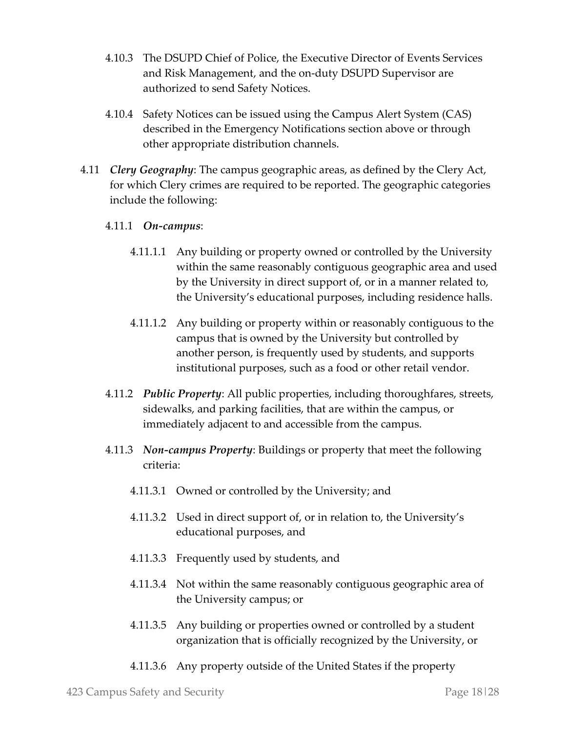4.10.3 The DSUPD Chief of Police, the Executive Director of Events Services and Risk Management, and the on-duty DSUPD Supervisor are authorized to send Safety Notices.

4.10.4 Safety Notices can be issued using the Campus Alert System (CAS) described in the Emergency Notifications section above or through other appropriate distribution channels.

4.11 ***Clery Geography***: The campus geographic areas, as defined by the Clery Act, for which Clery crimes are required to be reported. The geographic categories include the following:

4.11.1 ***On-campus***:

4.11.1.1 Any building or property owned or controlled by the University within the same reasonably contiguous geographic area and used by the University in direct support of, or in a manner related to, the University's educational purposes, including residence halls.

4.11.1.2 Any building or property within or reasonably contiguous to the campus that is owned by the University but controlled by another person, is frequently used by students, and supports institutional purposes, such as a food or other retail vendor.

4.11.2 ***Public Property***: All public properties, including thoroughfares, streets, sidewalks, and parking facilities, that are within the campus, or immediately adjacent to and accessible from the campus.

4.11.3 ***Non-campus Property***: Buildings or property that meet the following criteria:

4.11.3.1 Owned or controlled by the University; and

4.11.3.2 Used in direct support of, or in relation to, the University's educational purposes, and

4.11.3.3 Frequently used by students, and

4.11.3.4 Not within the same reasonably contiguous geographic area of the University campus; or

4.11.3.5 Any building or properties owned or controlled by a student organization that is officially recognized by the University, or

4.11.3.6 Any property outside of the United States if the property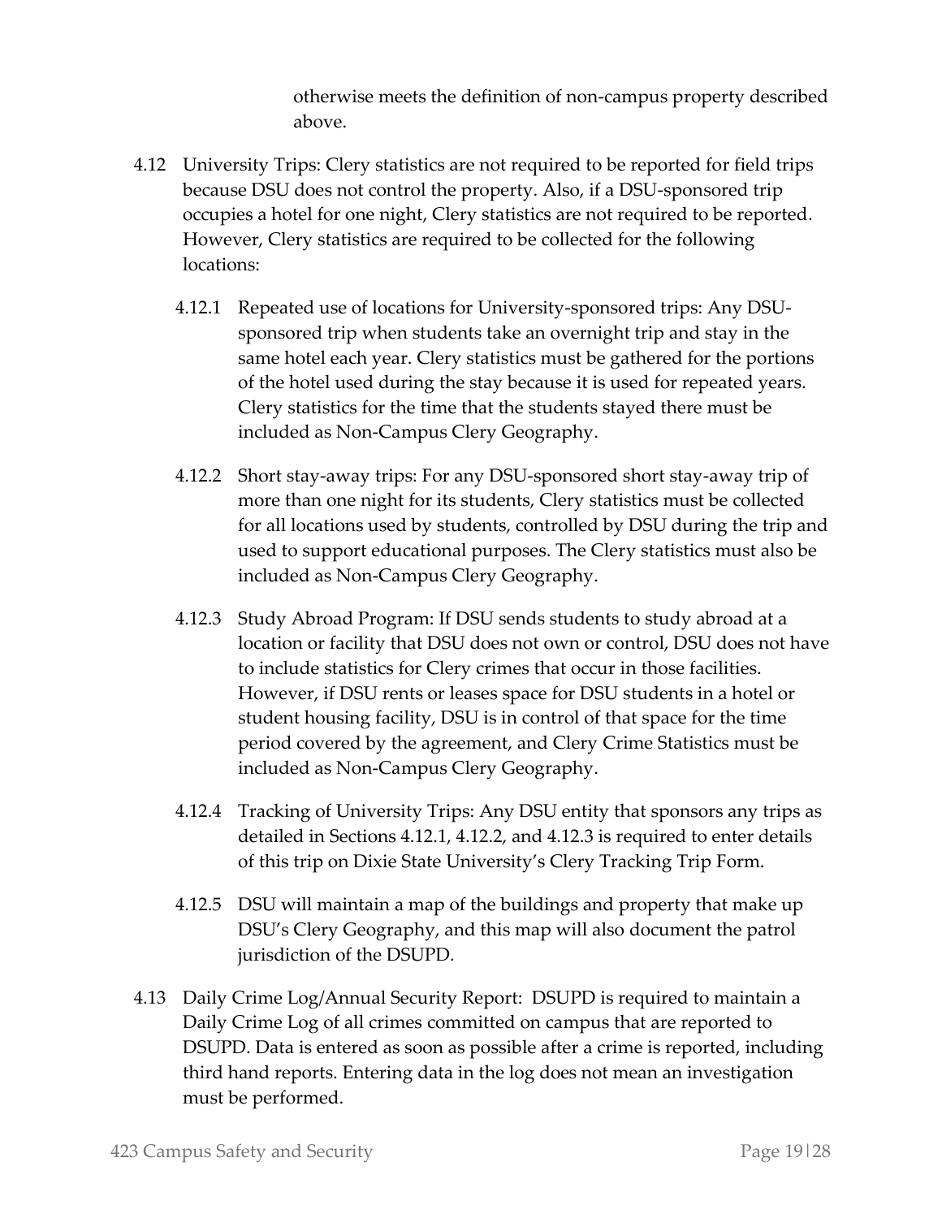otherwise meets the definition of non-campus property described above.

4.12 University Trips: Clery statistics are not required to be reported for field trips because DSU does not control the property. Also, if a DSU-sponsored trip occupies a hotel for one night, Clery statistics are not required to be reported. However, Clery statistics are required to be collected for the following locations:

   4.12.1 Repeated use of locations for University-sponsored trips: Any DSU-sponsored trip when students take an overnight trip and stay in the same hotel each year. Clery statistics must be gathered for the portions of the hotel used during the stay because it is used for repeated years. Clery statistics for the time that the students stayed there must be included as Non-Campus Clery Geography.

   4.12.2 Short stay-away trips: For any DSU-sponsored short stay-away trip of more than one night for its students, Clery statistics must be collected for all locations used by students, controlled by DSU during the trip and used to support educational purposes. The Clery statistics must also be included as Non-Campus Clery Geography.

   4.12.3 Study Abroad Program: If DSU sends students to study abroad at a location or facility that DSU does not own or control, DSU does not have to include statistics for Clery crimes that occur in those facilities. However, if DSU rents or leases space for DSU students in a hotel or student housing facility, DSU is in control of that space for the time period covered by the agreement, and Clery Crime Statistics must be included as Non-Campus Clery Geography.

   4.12.4 Tracking of University Trips: Any DSU entity that sponsors any trips as detailed in Sections 4.12.1, 4.12.2, and 4.12.3 is required to enter details of this trip on Dixie State University's Clery Tracking Trip Form.

   4.12.5 DSU will maintain a map of the buildings and property that make up DSU's Clery Geography, and this map will also document the patrol jurisdiction of the DSUPD.

4.13 Daily Crime Log/Annual Security Report: DSUPD is required to maintain a Daily Crime Log of all crimes committed on campus that are reported to DSUPD. Data is entered as soon as possible after a crime is reported, including third hand reports. Entering data in the log does not mean an investigation must be performed.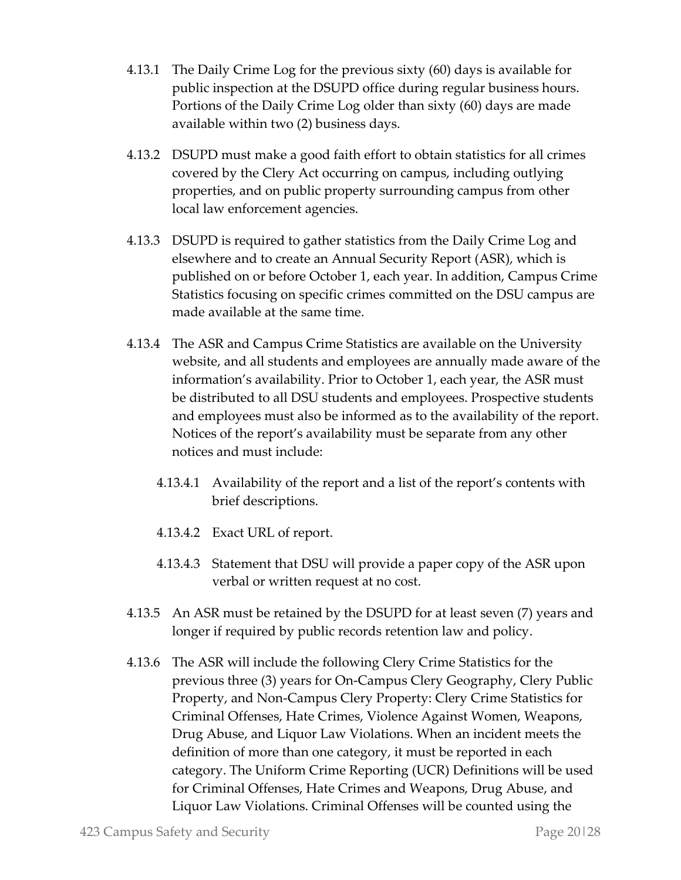4.13.1 The Daily Crime Log for the previous sixty (60) days is available for public inspection at the DSUPD office during regular business hours. Portions of the Daily Crime Log older than sixty (60) days are made available within two (2) business days.

4.13.2 DSUPD must make a good faith effort to obtain statistics for all crimes covered by the Clery Act occurring on campus, including outlying properties, and on public property surrounding campus from other local law enforcement agencies.

4.13.3 DSUPD is required to gather statistics from the Daily Crime Log and elsewhere and to create an Annual Security Report (ASR), which is published on or before October 1, each year. In addition, Campus Crime Statistics focusing on specific crimes committed on the DSU campus are made available at the same time.

4.13.4 The ASR and Campus Crime Statistics are available on the University website, and all students and employees are annually made aware of the information's availability. Prior to October 1, each year, the ASR must be distributed to all DSU students and employees. Prospective students and employees must also be informed as to the availability of the report. Notices of the report's availability must be separate from any other notices and must include:

   4.13.4.1 Availability of the report and a list of the report's contents with brief descriptions.

   4.13.4.2 Exact URL of report.

   4.13.4.3 Statement that DSU will provide a paper copy of the ASR upon verbal or written request at no cost.

4.13.5 An ASR must be retained by the DSUPD for at least seven (7) years and longer if required by public records retention law and policy.

4.13.6 The ASR will include the following Clery Crime Statistics for the previous three (3) years for On-Campus Clery Geography, Clery Public Property, and Non-Campus Clery Property: Clery Crime Statistics for Criminal Offenses, Hate Crimes, Violence Against Women, Weapons, Drug Abuse, and Liquor Law Violations. When an incident meets the definition of more than one category, it must be reported in each category. The Uniform Crime Reporting (UCR) Definitions will be used for Criminal Offenses, Hate Crimes and Weapons, Drug Abuse, and Liquor Law Violations. Criminal Offenses will be counted using the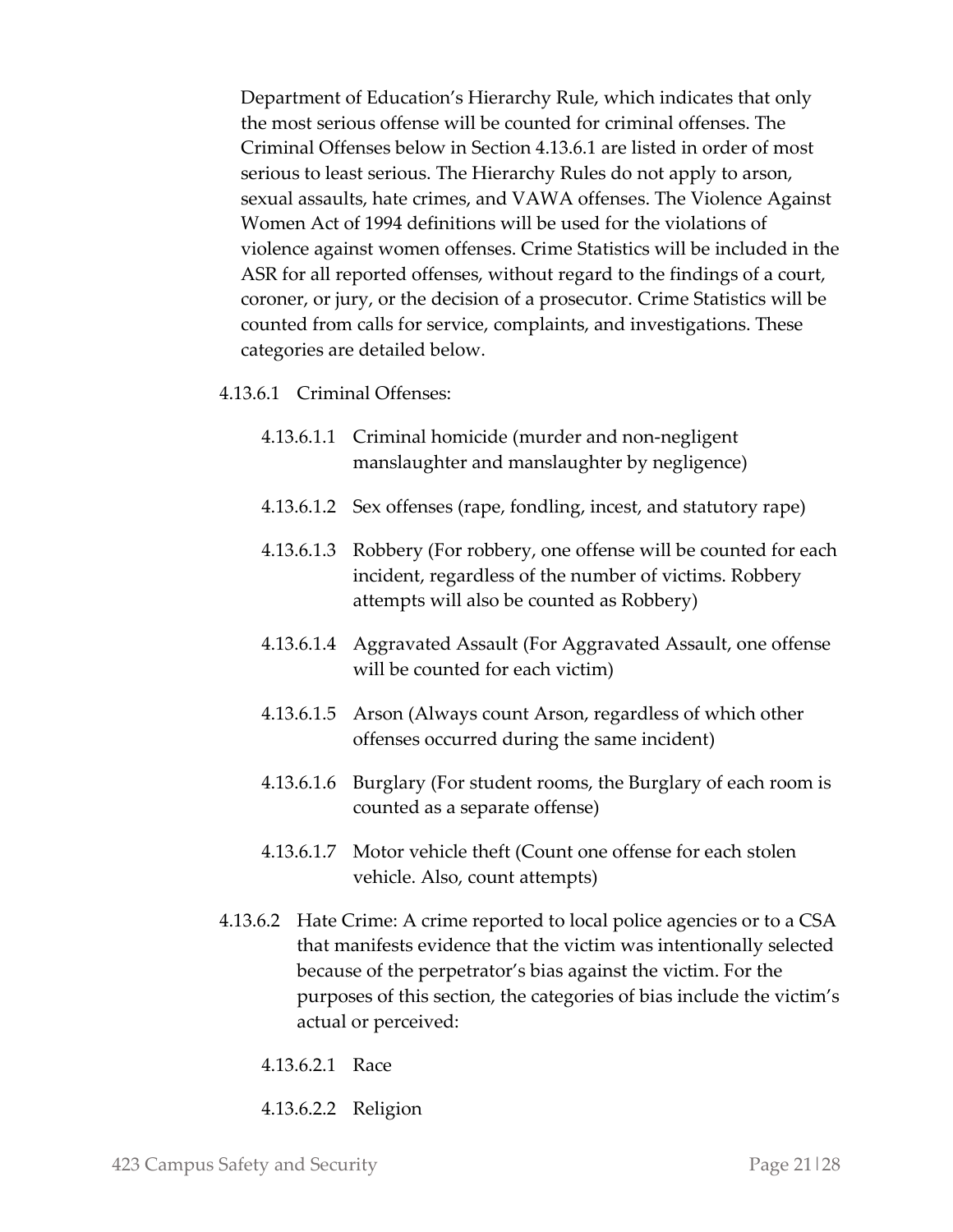Department of Education's Hierarchy Rule, which indicates that only the most serious offense will be counted for criminal offenses. The Criminal Offenses below in Section 4.13.6.1 are listed in order of most serious to least serious. The Hierarchy Rules do not apply to arson, sexual assaults, hate crimes, and VAWA offenses. The Violence Against Women Act of 1994 definitions will be used for the violations of violence against women offenses. Crime Statistics will be included in the ASR for all reported offenses, without regard to the findings of a court, coroner, or jury, or the decision of a prosecutor. Crime Statistics will be counted from calls for service, complaints, and investigations. These categories are detailed below.

4.13.6.1 Criminal Offenses:

- 4.13.6.1.1 Criminal homicide (murder and non-negligent manslaughter and manslaughter by negligence)
- 4.13.6.1.2 Sex offenses (rape, fondling, incest, and statutory rape)
- 4.13.6.1.3 Robbery (For robbery, one offense will be counted for each incident, regardless of the number of victims. Robbery attempts will also be counted as Robbery)
- 4.13.6.1.4 Aggravated Assault (For Aggravated Assault, one offense will be counted for each victim)
- 4.13.6.1.5 Arson (Always count Arson, regardless of which other offenses occurred during the same incident)
- 4.13.6.1.6 Burglary (For student rooms, the Burglary of each room is counted as a separate offense)
- 4.13.6.1.7 Motor vehicle theft (Count one offense for each stolen vehicle. Also, count attempts)

4.13.6.2 Hate Crime: A crime reported to local police agencies or to a CSA that manifests evidence that the victim was intentionally selected because of the perpetrator's bias against the victim. For the purposes of this section, the categories of bias include the victim's actual or perceived:

- 4.13.6.2.1 Race
- 4.13.6.2.2 Religion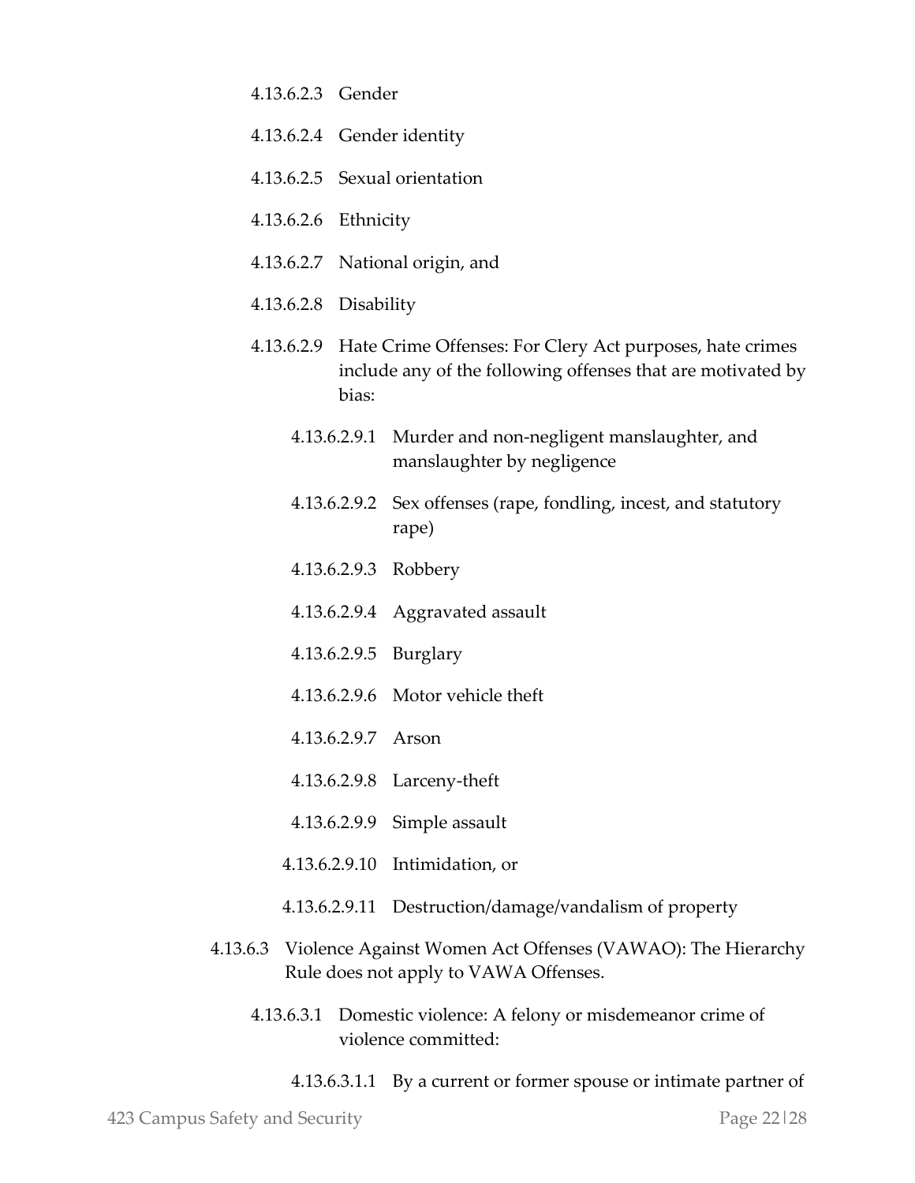4.13.6.2.3 Gender

4.13.6.2.4 Gender identity

4.13.6.2.5 Sexual orientation

4.13.6.2.6 Ethnicity

4.13.6.2.7 National origin, and

4.13.6.2.8 Disability

4.13.6.2.9 Hate Crime Offenses: For Clery Act purposes, hate crimes include any of the following offenses that are motivated by bias:

4.13.6.2.9.1 Murder and non-negligent manslaughter, and manslaughter by negligence

4.13.6.2.9.2 Sex offenses (rape, fondling, incest, and statutory rape)

4.13.6.2.9.3 Robbery

4.13.6.2.9.4 Aggravated assault

4.13.6.2.9.5 Burglary

4.13.6.2.9.6 Motor vehicle theft

4.13.6.2.9.7 Arson

4.13.6.2.9.8 Larceny-theft

4.13.6.2.9.9 Simple assault

4.13.6.2.9.10 Intimidation, or

4.13.6.2.9.11 Destruction/damage/vandalism of property

4.13.6.3 Violence Against Women Act Offenses (VAWAO): The Hierarchy Rule does not apply to VAWA Offenses.

4.13.6.3.1 Domestic violence: A felony or misdemeanor crime of violence committed:

4.13.6.3.1.1 By a current or former spouse or intimate partner of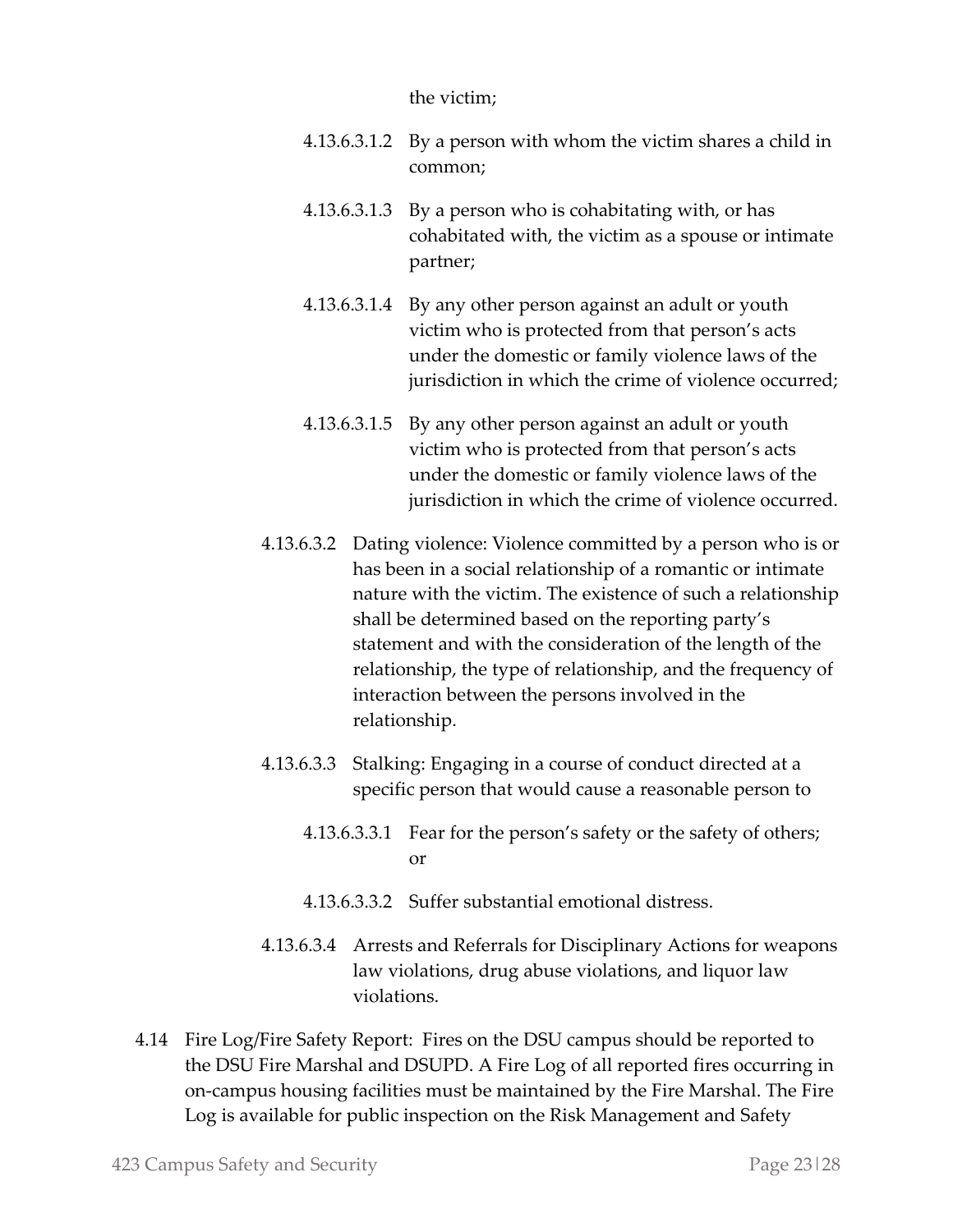the victim;

4.13.6.3.1.2 By a person with whom the victim shares a child in common;

4.13.6.3.1.3 By a person who is cohabitating with, or has cohabitated with, the victim as a spouse or intimate partner;

4.13.6.3.1.4 By any other person against an adult or youth victim who is protected from that person's acts under the domestic or family violence laws of the jurisdiction in which the crime of violence occurred;

4.13.6.3.1.5 By any other person against an adult or youth victim who is protected from that person's acts under the domestic or family violence laws of the jurisdiction in which the crime of violence occurred.

4.13.6.3.2 Dating violence: Violence committed by a person who is or has been in a social relationship of a romantic or intimate nature with the victim. The existence of such a relationship shall be determined based on the reporting party's statement and with the consideration of the length of the relationship, the type of relationship, and the frequency of interaction between the persons involved in the relationship.

4.13.6.3.3 Stalking: Engaging in a course of conduct directed at a specific person that would cause a reasonable person to

4.13.6.3.3.1 Fear for the person's safety or the safety of others; or

4.13.6.3.3.2 Suffer substantial emotional distress.

4.13.6.3.4 Arrests and Referrals for Disciplinary Actions for weapons law violations, drug abuse violations, and liquor law violations.

4.14 Fire Log/Fire Safety Report: Fires on the DSU campus should be reported to the DSU Fire Marshal and DSUPD. A Fire Log of all reported fires occurring in on-campus housing facilities must be maintained by the Fire Marshal. The Fire Log is available for public inspection on the Risk Management and Safety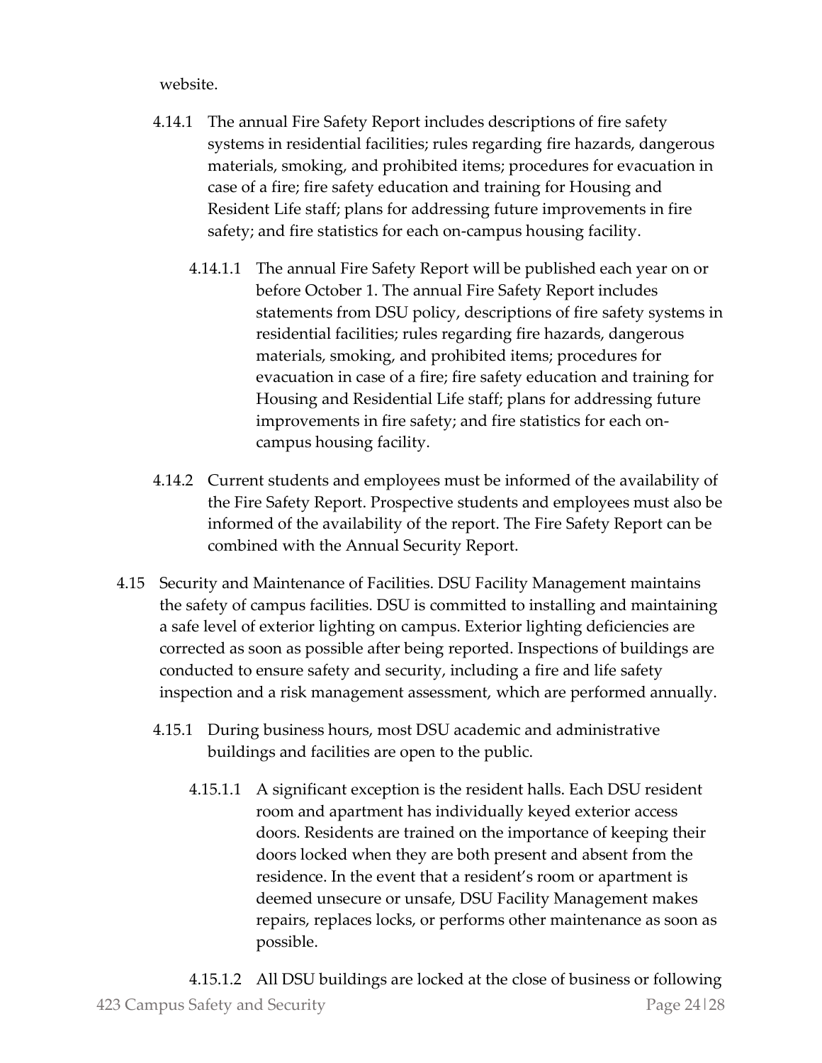website.

4.14.1 The annual Fire Safety Report includes descriptions of fire safety systems in residential facilities; rules regarding fire hazards, dangerous materials, smoking, and prohibited items; procedures for evacuation in case of a fire; fire safety education and training for Housing and Resident Life staff; plans for addressing future improvements in fire safety; and fire statistics for each on-campus housing facility.

4.14.1.1 The annual Fire Safety Report will be published each year on or before October 1. The annual Fire Safety Report includes statements from DSU policy, descriptions of fire safety systems in residential facilities; rules regarding fire hazards, dangerous materials, smoking, and prohibited items; procedures for evacuation in case of a fire; fire safety education and training for Housing and Residential Life staff; plans for addressing future improvements in fire safety; and fire statistics for each on-campus housing facility.

4.14.2 Current students and employees must be informed of the availability of the Fire Safety Report. Prospective students and employees must also be informed of the availability of the report. The Fire Safety Report can be combined with the Annual Security Report.

4.15 Security and Maintenance of Facilities. DSU Facility Management maintains the safety of campus facilities. DSU is committed to installing and maintaining a safe level of exterior lighting on campus. Exterior lighting deficiencies are corrected as soon as possible after being reported. Inspections of buildings are conducted to ensure safety and security, including a fire and life safety inspection and a risk management assessment, which are performed annually.

4.15.1 During business hours, most DSU academic and administrative buildings and facilities are open to the public.

4.15.1.1 A significant exception is the resident halls. Each DSU resident room and apartment has individually keyed exterior access doors. Residents are trained on the importance of keeping their doors locked when they are both present and absent from the residence. In the event that a resident's room or apartment is deemed unsecure or unsafe, DSU Facility Management makes repairs, replaces locks, or performs other maintenance as soon as possible.

4.15.1.2 All DSU buildings are locked at the close of business or following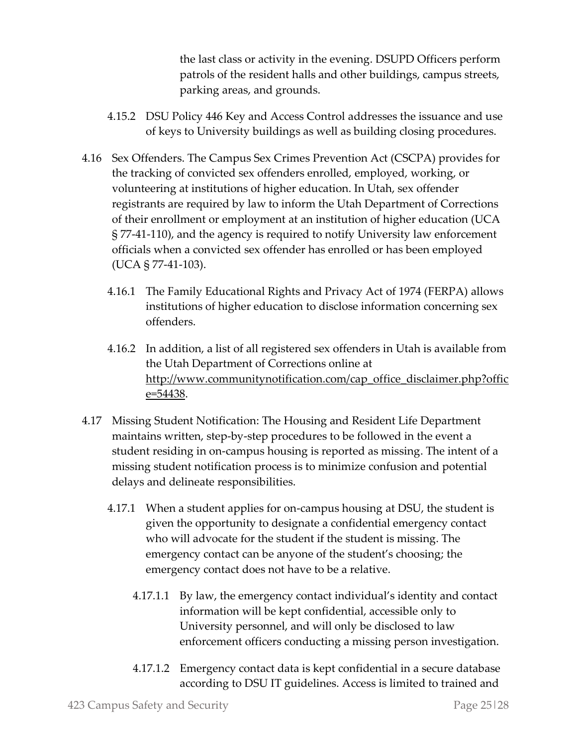the last class or activity in the evening. DSUPD Officers perform patrols of the resident halls and other buildings, campus streets, parking areas, and grounds.

4.15.2 DSU Policy 446 Key and Access Control addresses the issuance and use of keys to University buildings as well as building closing procedures.

4.16 Sex Offenders. The Campus Sex Crimes Prevention Act (CSCPA) provides for the tracking of convicted sex offenders enrolled, employed, working, or volunteering at institutions of higher education. In Utah, sex offender registrants are required by law to inform the Utah Department of Corrections of their enrollment or employment at an institution of higher education (UCA § 77-41-110), and the agency is required to notify University law enforcement officials when a convicted sex offender has enrolled or has been employed (UCA § 77-41-103).

4.16.1 The Family Educational Rights and Privacy Act of 1974 (FERPA) allows institutions of higher education to disclose information concerning sex offenders.

4.16.2 In addition, a list of all registered sex offenders in Utah is available from the Utah Department of Corrections online at http://www.communitynotification.com/cap_office_disclaimer.php?office=54438.

4.17 Missing Student Notification: The Housing and Resident Life Department maintains written, step-by-step procedures to be followed in the event a student residing in on-campus housing is reported as missing. The intent of a missing student notification process is to minimize confusion and potential delays and delineate responsibilities.

4.17.1 When a student applies for on-campus housing at DSU, the student is given the opportunity to designate a confidential emergency contact who will advocate for the student if the student is missing. The emergency contact can be anyone of the student's choosing; the emergency contact does not have to be a relative.

4.17.1.1 By law, the emergency contact individual's identity and contact information will be kept confidential, accessible only to University personnel, and will only be disclosed to law enforcement officers conducting a missing person investigation.

4.17.1.2 Emergency contact data is kept confidential in a secure database according to DSU IT guidelines. Access is limited to trained and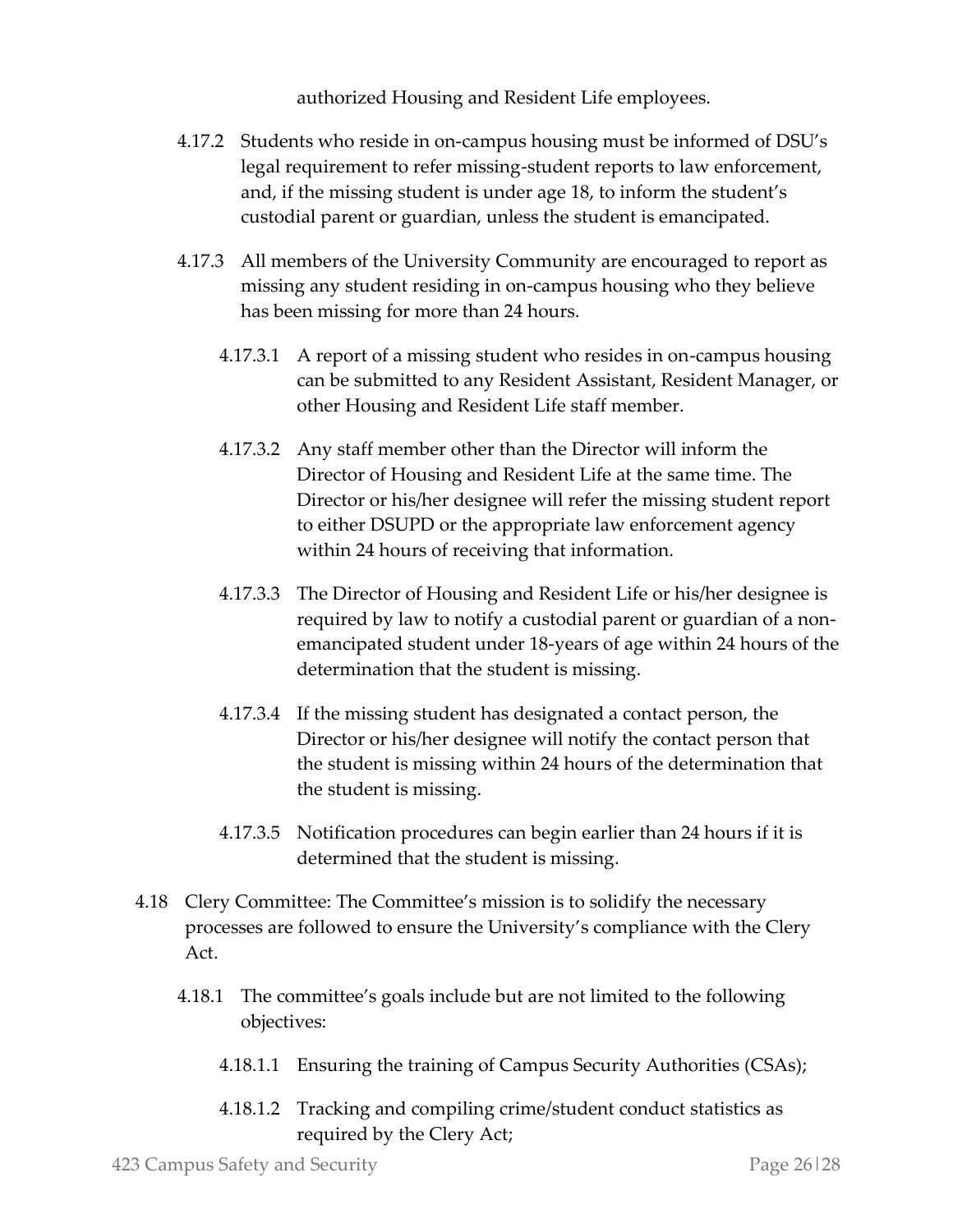authorized Housing and Resident Life employees.

4.17.2 Students who reside in on-campus housing must be informed of DSU's legal requirement to refer missing-student reports to law enforcement, and, if the missing student is under age 18, to inform the student's custodial parent or guardian, unless the student is emancipated.

4.17.3 All members of the University Community are encouraged to report as missing any student residing in on-campus housing who they believe has been missing for more than 24 hours.

4.17.3.1 A report of a missing student who resides in on-campus housing can be submitted to any Resident Assistant, Resident Manager, or other Housing and Resident Life staff member.

4.17.3.2 Any staff member other than the Director will inform the Director of Housing and Resident Life at the same time. The Director or his/her designee will refer the missing student report to either DSUPD or the appropriate law enforcement agency within 24 hours of receiving that information.

4.17.3.3 The Director of Housing and Resident Life or his/her designee is required by law to notify a custodial parent or guardian of a non-emancipated student under 18-years of age within 24 hours of the determination that the student is missing.

4.17.3.4 If the missing student has designated a contact person, the Director or his/her designee will notify the contact person that the student is missing within 24 hours of the determination that the student is missing.

4.17.3.5 Notification procedures can begin earlier than 24 hours if it is determined that the student is missing.

4.18 Clery Committee: The Committee's mission is to solidify the necessary processes are followed to ensure the University's compliance with the Clery Act.

4.18.1 The committee's goals include but are not limited to the following objectives:

4.18.1.1 Ensuring the training of Campus Security Authorities (CSAs);

4.18.1.2 Tracking and compiling crime/student conduct statistics as required by the Clery Act;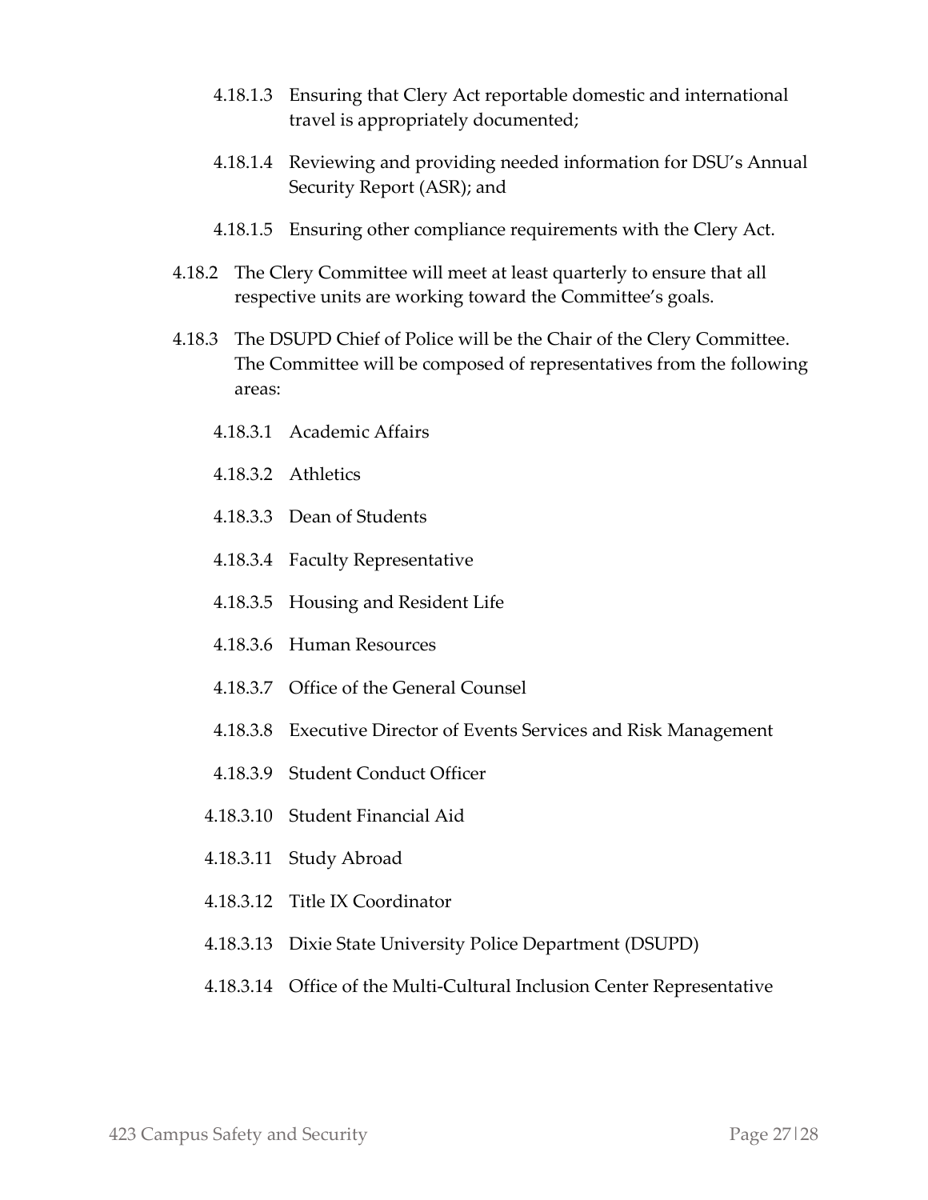4.18.1.3 Ensuring that Clery Act reportable domestic and international travel is appropriately documented;

4.18.1.4 Reviewing and providing needed information for DSU's Annual Security Report (ASR); and

4.18.1.5 Ensuring other compliance requirements with the Clery Act.

4.18.2 The Clery Committee will meet at least quarterly to ensure that all respective units are working toward the Committee's goals.

4.18.3 The DSUPD Chief of Police will be the Chair of the Clery Committee. The Committee will be composed of representatives from the following areas:

4.18.3.1 Academic Affairs

4.18.3.2 Athletics

4.18.3.3 Dean of Students

4.18.3.4 Faculty Representative

4.18.3.5 Housing and Resident Life

4.18.3.6 Human Resources

4.18.3.7 Office of the General Counsel

4.18.3.8 Executive Director of Events Services and Risk Management

4.18.3.9 Student Conduct Officer

4.18.3.10 Student Financial Aid

4.18.3.11 Study Abroad

4.18.3.12 Title IX Coordinator

4.18.3.13 Dixie State University Police Department (DSUPD)

4.18.3.14 Office of the Multi-Cultural Inclusion Center Representative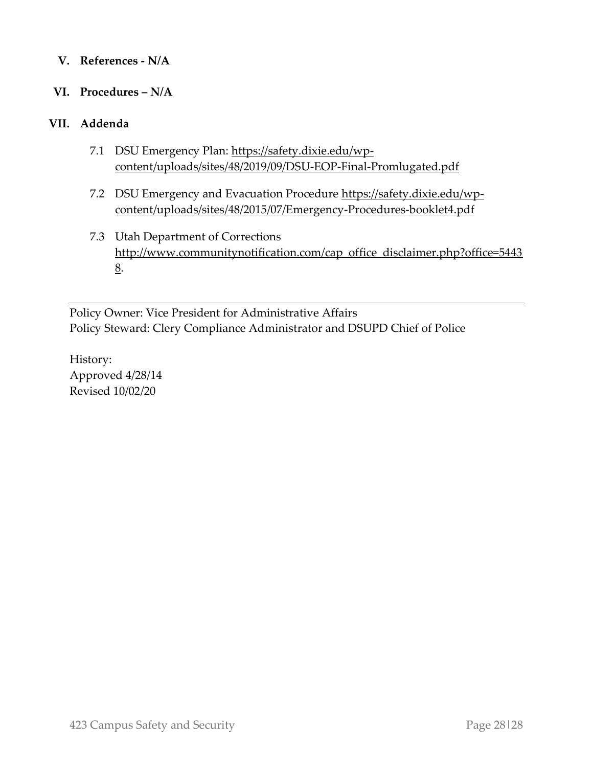## V. References - N/A

## VI. Procedures – N/A

## VII. Addenda

7.1 DSU Emergency Plan: https://safety.dixie.edu/wp-content/uploads/sites/48/2019/09/DSU-EOP-Final-Promlugated.pdf

7.2 DSU Emergency and Evacuation Procedure https://safety.dixie.edu/wp-content/uploads/sites/48/2015/07/Emergency-Procedures-booklet4.pdf

7.3 Utah Department of Corrections http://www.communitynotification.com/cap_office_disclaimer.php?office=54438.

---

Policy Owner: Vice President for Administrative Affairs
Policy Steward: Clery Compliance Administrator and DSUPD Chief of Police

History:
Approved 4/28/14
Revised 10/02/20